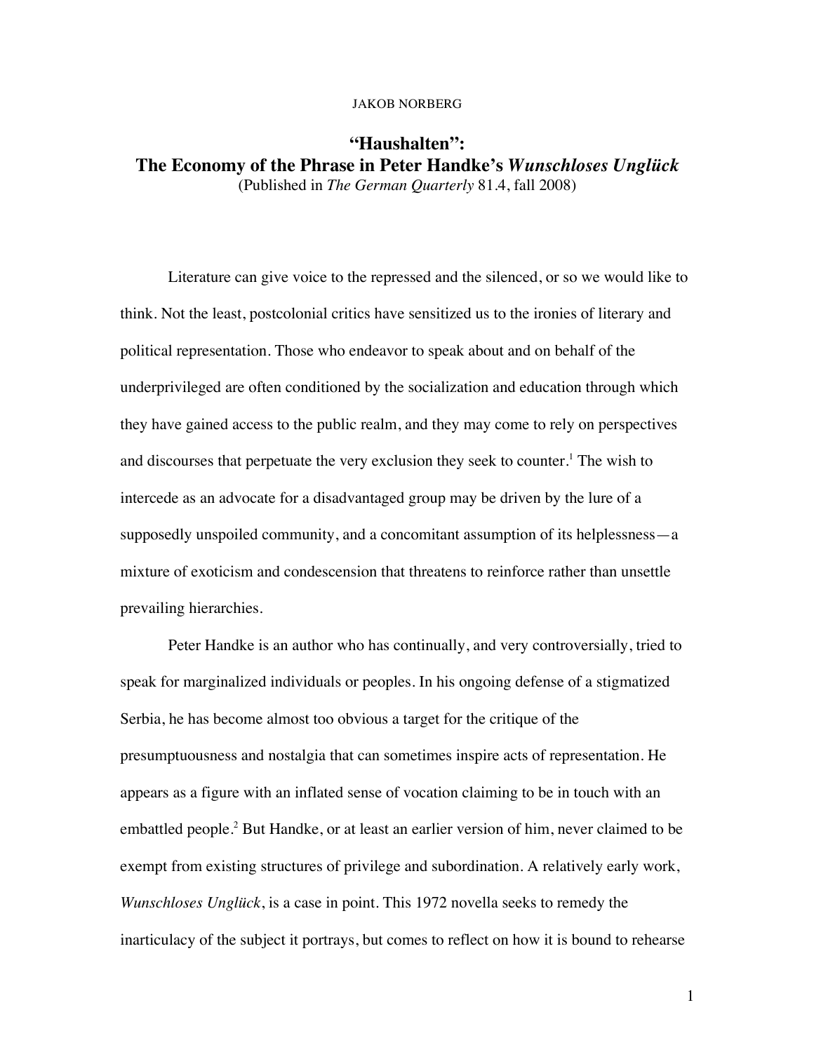JAKOB NORBERG

# "Haushalten": The Economy of the Phrase in Peter Handke's *Wunschloses Unglück*

(Published in *The German Quarterly* 81.4, fall 2008)

Literature can give voice to the repressed and the silenced, or so we would like to think. Not the least, postcolonial critics have sensitized us to the ironies of literary and political representation. Those who endeavor to speak about and on behalf of the underprivileged are often conditioned by the socialization and education through which they have gained access to the public realm, and they may come to rely on perspectives and discourses that perpetuate the very exclusion they seek to counter.[1] The wish to intercede as an advocate for a disadvantaged group may be driven by the lure of a supposedly unspoiled community, and a concomitant assumption of its helplessness—a mixture of exoticism and condescension that threatens to reinforce rather than unsettle prevailing hierarchies.

Peter Handke is an author who has continually, and very controversially, tried to speak for marginalized individuals or peoples. In his ongoing defense of a stigmatized Serbia, he has become almost too obvious a target for the critique of the presumptuousness and nostalgia that can sometimes inspire acts of representation. He appears as a figure with an inflated sense of vocation claiming to be in touch with an embattled people.[2] But Handke, or at least an earlier version of him, never claimed to be exempt from existing structures of privilege and subordination. A relatively early work, *Wunschloses Unglück*, is a case in point. This 1972 novella seeks to remedy the inarticulacy of the subject it portrays, but comes to reflect on how it is bound to rehearse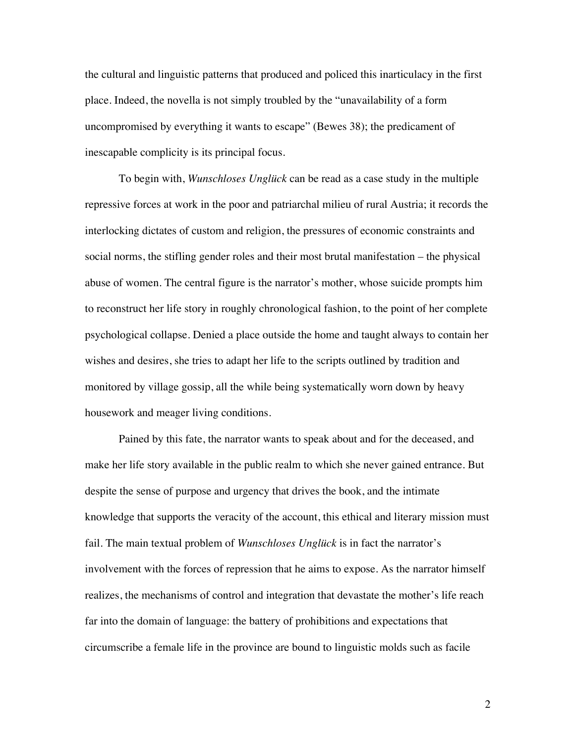the cultural and linguistic patterns that produced and policed this inarticulacy in the first place. Indeed, the novella is not simply troubled by the "unavailability of a form uncompromised by everything it wants to escape" (Bewes 38); the predicament of inescapable complicity is its principal focus.

To begin with, *Wunschloses Unglück* can be read as a case study in the multiple repressive forces at work in the poor and patriarchal milieu of rural Austria; it records the interlocking dictates of custom and religion, the pressures of economic constraints and social norms, the stifling gender roles and their most brutal manifestation – the physical abuse of women. The central figure is the narrator's mother, whose suicide prompts him to reconstruct her life story in roughly chronological fashion, to the point of her complete psychological collapse. Denied a place outside the home and taught always to contain her wishes and desires, she tries to adapt her life to the scripts outlined by tradition and monitored by village gossip, all the while being systematically worn down by heavy housework and meager living conditions.

Pained by this fate, the narrator wants to speak about and for the deceased, and make her life story available in the public realm to which she never gained entrance. But despite the sense of purpose and urgency that drives the book, and the intimate knowledge that supports the veracity of the account, this ethical and literary mission must fail. The main textual problem of *Wunschloses Unglück* is in fact the narrator's involvement with the forces of repression that he aims to expose. As the narrator himself realizes, the mechanisms of control and integration that devastate the mother's life reach far into the domain of language: the battery of prohibitions and expectations that circumscribe a female life in the province are bound to linguistic molds such as facile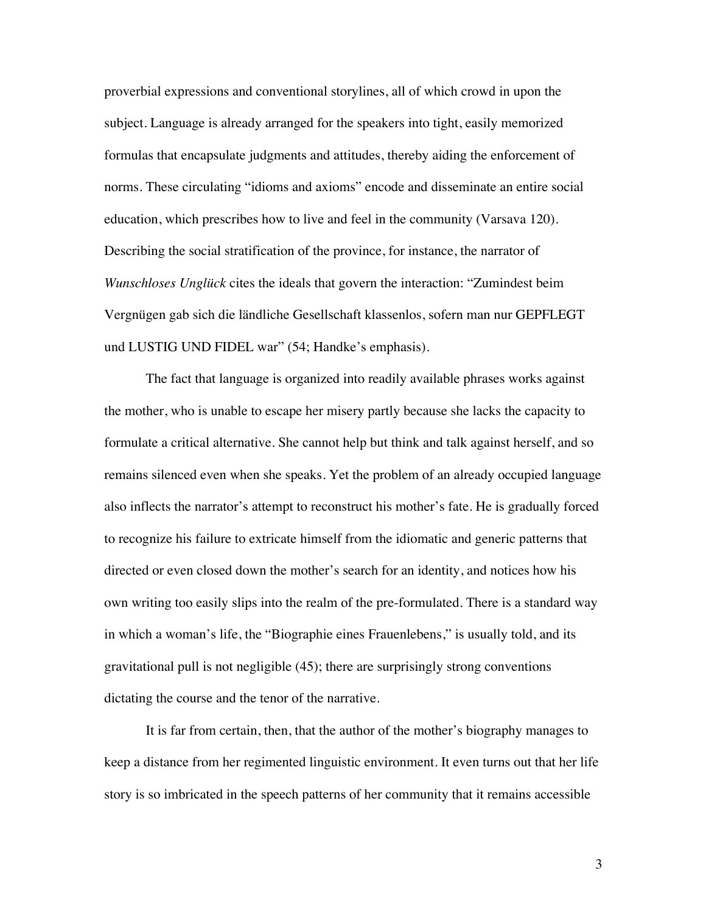proverbial expressions and conventional storylines, all of which crowd in upon the subject. Language is already arranged for the speakers into tight, easily memorized formulas that encapsulate judgments and attitudes, thereby aiding the enforcement of norms. These circulating "idioms and axioms" encode and disseminate an entire social education, which prescribes how to live and feel in the community (Varsava 120). Describing the social stratification of the province, for instance, the narrator of *Wunschloses Unglück* cites the ideals that govern the interaction: "Zumindest beim Vergnügen gab sich die ländliche Gesellschaft klassenlos, sofern man nur GEPFLEGT und LUSTIG UND FIDEL war" (54; Handke's emphasis).

The fact that language is organized into readily available phrases works against the mother, who is unable to escape her misery partly because she lacks the capacity to formulate a critical alternative. She cannot help but think and talk against herself, and so remains silenced even when she speaks. Yet the problem of an already occupied language also inflects the narrator's attempt to reconstruct his mother's fate. He is gradually forced to recognize his failure to extricate himself from the idiomatic and generic patterns that directed or even closed down the mother's search for an identity, and notices how his own writing too easily slips into the realm of the pre-formulated. There is a standard way in which a woman's life, the "Biographie eines Frauenlebens," is usually told, and its gravitational pull is not negligible (45); there are surprisingly strong conventions dictating the course and the tenor of the narrative.

It is far from certain, then, that the author of the mother's biography manages to keep a distance from her regimented linguistic environment. It even turns out that her life story is so imbricated in the speech patterns of her community that it remains accessible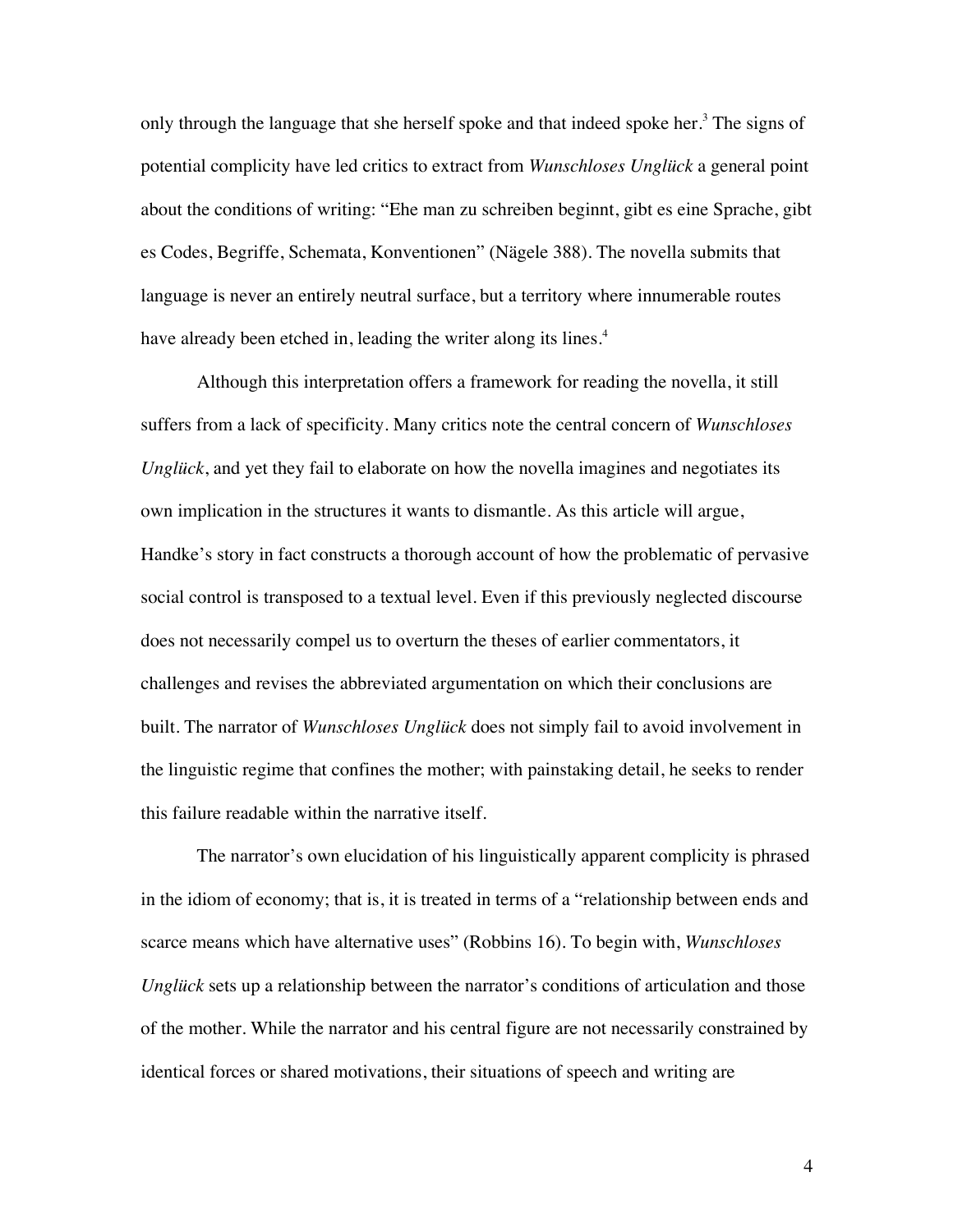only through the language that she herself spoke and that indeed spoke her.[3] The signs of potential complicity have led critics to extract from *Wunschloses Unglück* a general point about the conditions of writing: "Ehe man zu schreiben beginnt, gibt es eine Sprache, gibt es Codes, Begriffe, Schemata, Konventionen" (Nägele 388). The novella submits that language is never an entirely neutral surface, but a territory where innumerable routes have already been etched in, leading the writer along its lines.[4]

Although this interpretation offers a framework for reading the novella, it still suffers from a lack of specificity. Many critics note the central concern of *Wunschloses Unglück*, and yet they fail to elaborate on how the novella imagines and negotiates its own implication in the structures it wants to dismantle. As this article will argue, Handke's story in fact constructs a thorough account of how the problematic of pervasive social control is transposed to a textual level. Even if this previously neglected discourse does not necessarily compel us to overturn the theses of earlier commentators, it challenges and revises the abbreviated argumentation on which their conclusions are built. The narrator of *Wunschloses Unglück* does not simply fail to avoid involvement in the linguistic regime that confines the mother; with painstaking detail, he seeks to render this failure readable within the narrative itself.

The narrator's own elucidation of his linguistically apparent complicity is phrased in the idiom of economy; that is, it is treated in terms of a "relationship between ends and scarce means which have alternative uses" (Robbins 16). To begin with, *Wunschloses Unglück* sets up a relationship between the narrator's conditions of articulation and those of the mother. While the narrator and his central figure are not necessarily constrained by identical forces or shared motivations, their situations of speech and writing are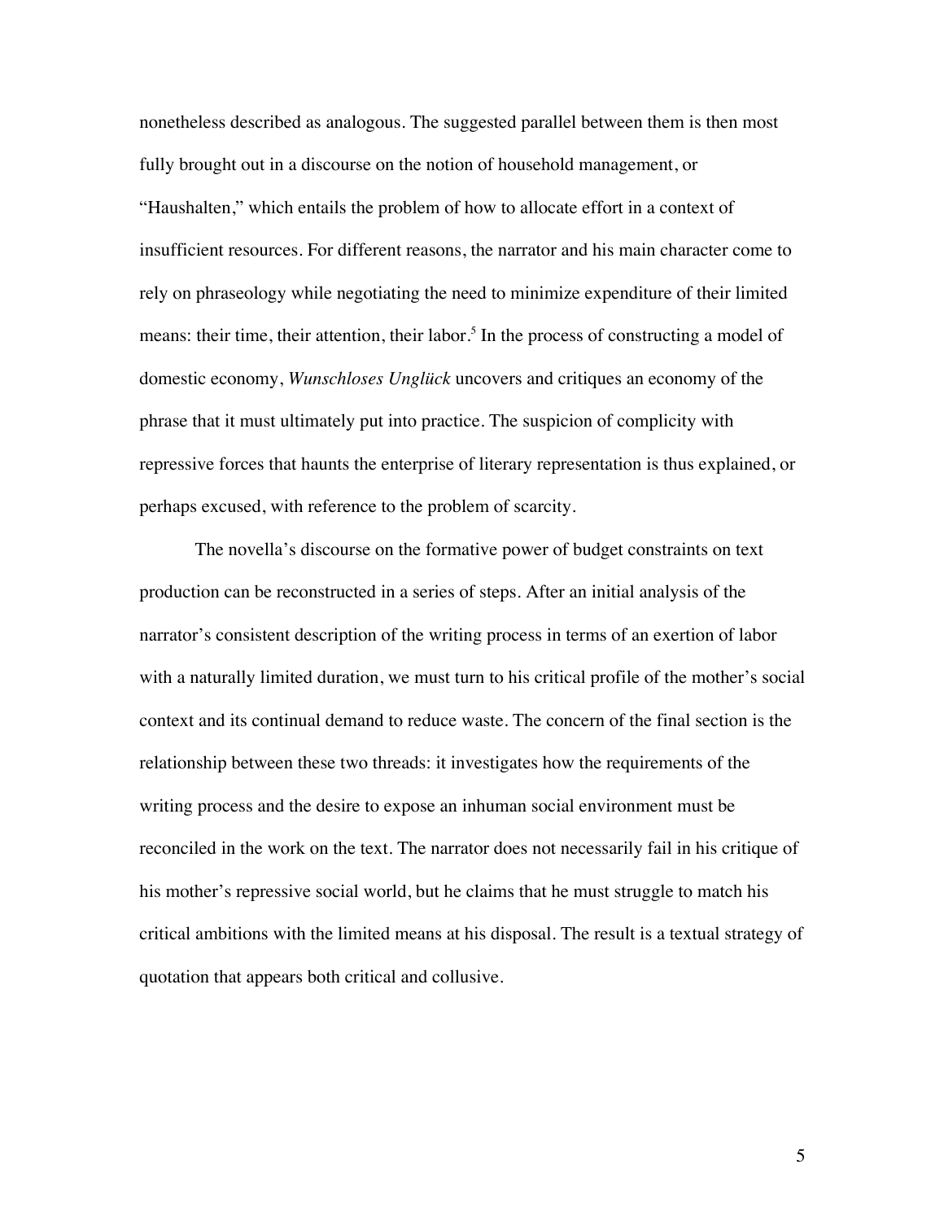nonetheless described as analogous. The suggested parallel between them is then most fully brought out in a discourse on the notion of household management, or "Haushalten," which entails the problem of how to allocate effort in a context of insufficient resources. For different reasons, the narrator and his main character come to rely on phraseology while negotiating the need to minimize expenditure of their limited means: their time, their attention, their labor.[5] In the process of constructing a model of domestic economy, *Wunschloses Unglück* uncovers and critiques an economy of the phrase that it must ultimately put into practice. The suspicion of complicity with repressive forces that haunts the enterprise of literary representation is thus explained, or perhaps excused, with reference to the problem of scarcity.

The novella's discourse on the formative power of budget constraints on text production can be reconstructed in a series of steps. After an initial analysis of the narrator's consistent description of the writing process in terms of an exertion of labor with a naturally limited duration, we must turn to his critical profile of the mother's social context and its continual demand to reduce waste. The concern of the final section is the relationship between these two threads: it investigates how the requirements of the writing process and the desire to expose an inhuman social environment must be reconciled in the work on the text. The narrator does not necessarily fail in his critique of his mother's repressive social world, but he claims that he must struggle to match his critical ambitions with the limited means at his disposal. The result is a textual strategy of quotation that appears both critical and collusive.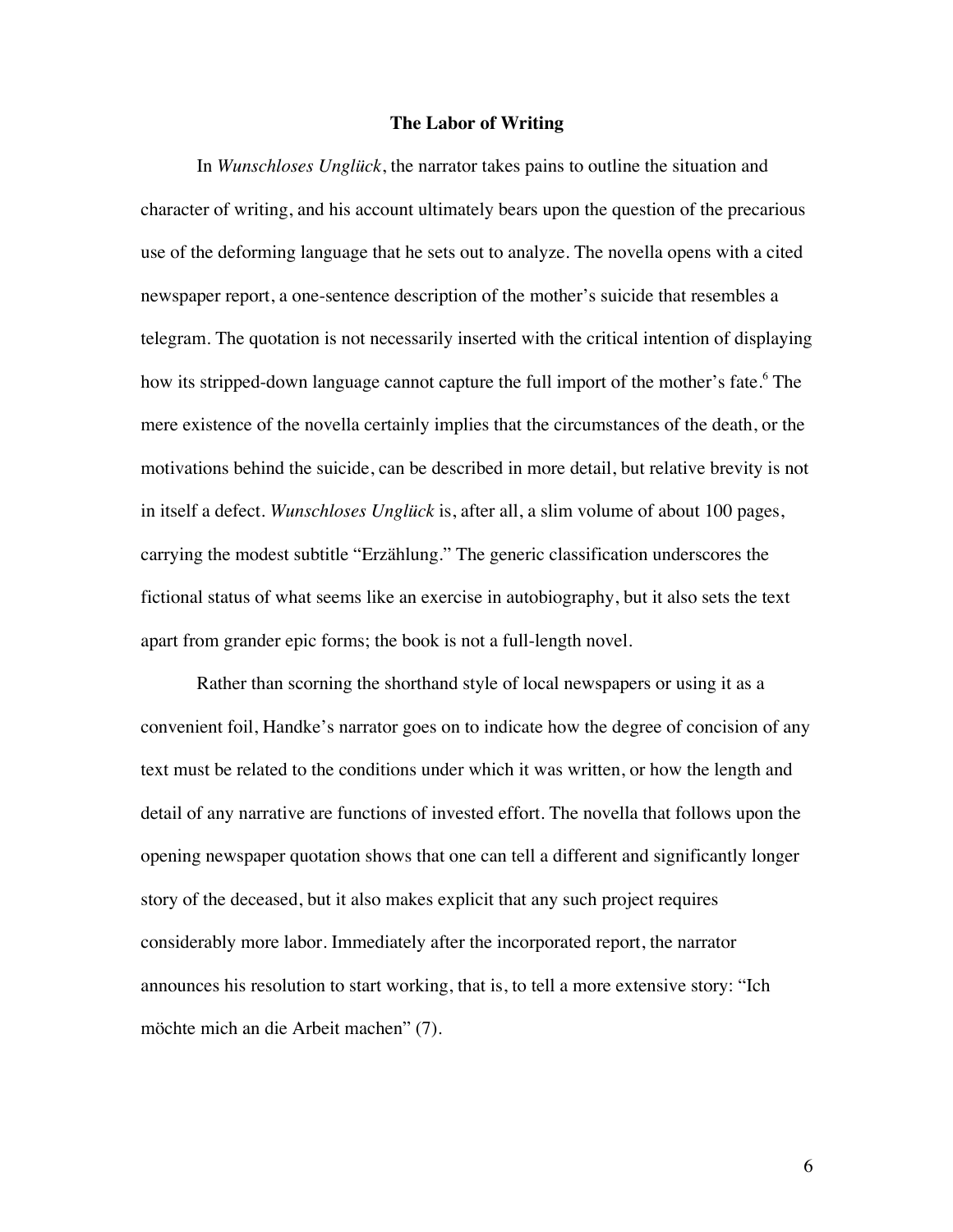## The Labor of Writing

In *Wunschloses Unglück*, the narrator takes pains to outline the situation and character of writing, and his account ultimately bears upon the question of the precarious use of the deforming language that he sets out to analyze. The novella opens with a cited newspaper report, a one-sentence description of the mother's suicide that resembles a telegram. The quotation is not necessarily inserted with the critical intention of displaying how its stripped-down language cannot capture the full import of the mother's fate.[6] The mere existence of the novella certainly implies that the circumstances of the death, or the motivations behind the suicide, can be described in more detail, but relative brevity is not in itself a defect. *Wunschloses Unglück* is, after all, a slim volume of about 100 pages, carrying the modest subtitle "Erzählung." The generic classification underscores the fictional status of what seems like an exercise in autobiography, but it also sets the text apart from grander epic forms; the book is not a full-length novel.

Rather than scorning the shorthand style of local newspapers or using it as a convenient foil, Handke's narrator goes on to indicate how the degree of concision of any text must be related to the conditions under which it was written, or how the length and detail of any narrative are functions of invested effort. The novella that follows upon the opening newspaper quotation shows that one can tell a different and significantly longer story of the deceased, but it also makes explicit that any such project requires considerably more labor. Immediately after the incorporated report, the narrator announces his resolution to start working, that is, to tell a more extensive story: "Ich möchte mich an die Arbeit machen" (7).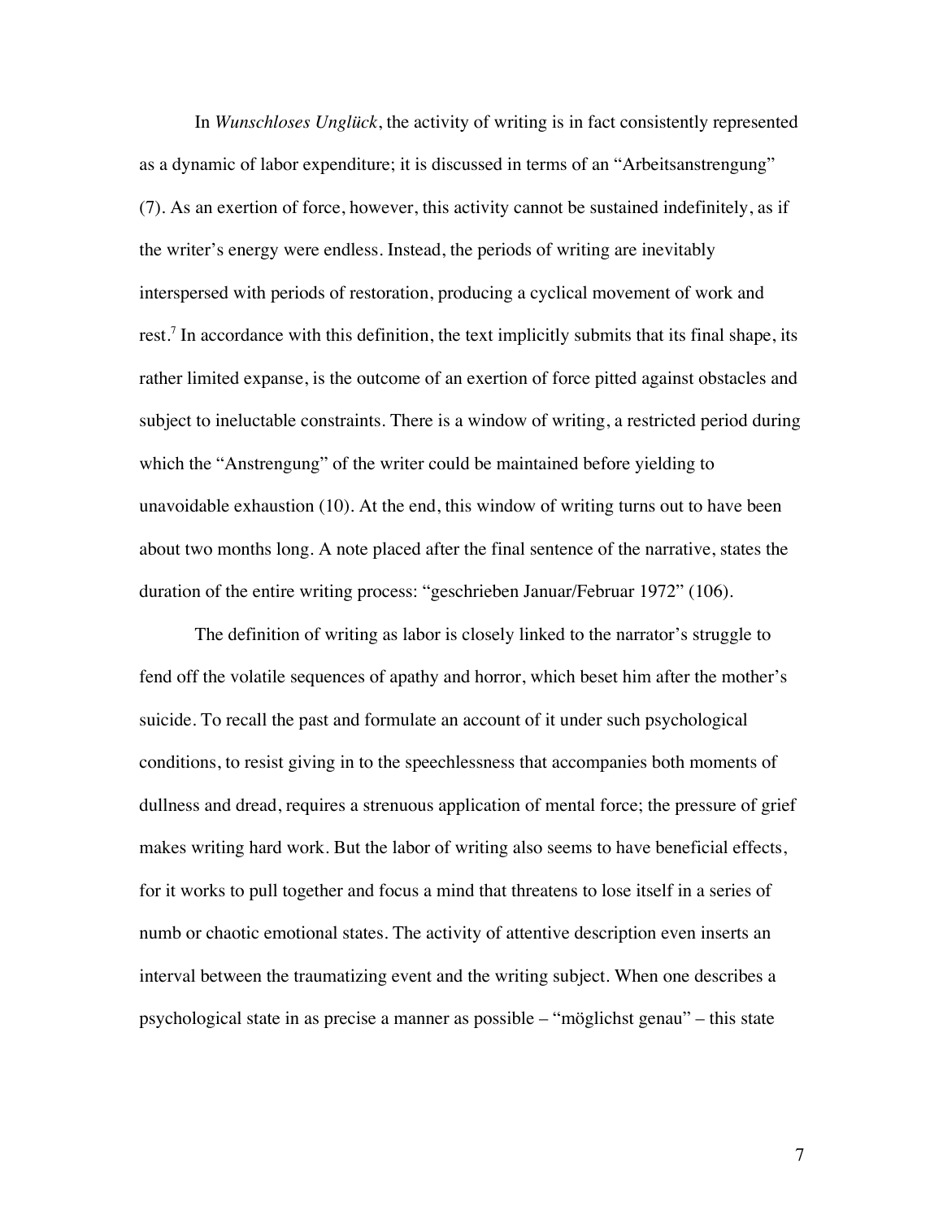In *Wunschloses Unglück*, the activity of writing is in fact consistently represented as a dynamic of labor expenditure; it is discussed in terms of an "Arbeitsanstrengung" (7). As an exertion of force, however, this activity cannot be sustained indefinitely, as if the writer's energy were endless. Instead, the periods of writing are inevitably interspersed with periods of restoration, producing a cyclical movement of work and rest.[7] In accordance with this definition, the text implicitly submits that its final shape, its rather limited expanse, is the outcome of an exertion of force pitted against obstacles and subject to ineluctable constraints. There is a window of writing, a restricted period during which the "Anstrengung" of the writer could be maintained before yielding to unavoidable exhaustion (10). At the end, this window of writing turns out to have been about two months long. A note placed after the final sentence of the narrative, states the duration of the entire writing process: "geschrieben Januar/Februar 1972" (106).

The definition of writing as labor is closely linked to the narrator's struggle to fend off the volatile sequences of apathy and horror, which beset him after the mother's suicide. To recall the past and formulate an account of it under such psychological conditions, to resist giving in to the speechlessness that accompanies both moments of dullness and dread, requires a strenuous application of mental force; the pressure of grief makes writing hard work. But the labor of writing also seems to have beneficial effects, for it works to pull together and focus a mind that threatens to lose itself in a series of numb or chaotic emotional states. The activity of attentive description even inserts an interval between the traumatizing event and the writing subject. When one describes a psychological state in as precise a manner as possible – "möglichst genau" – this state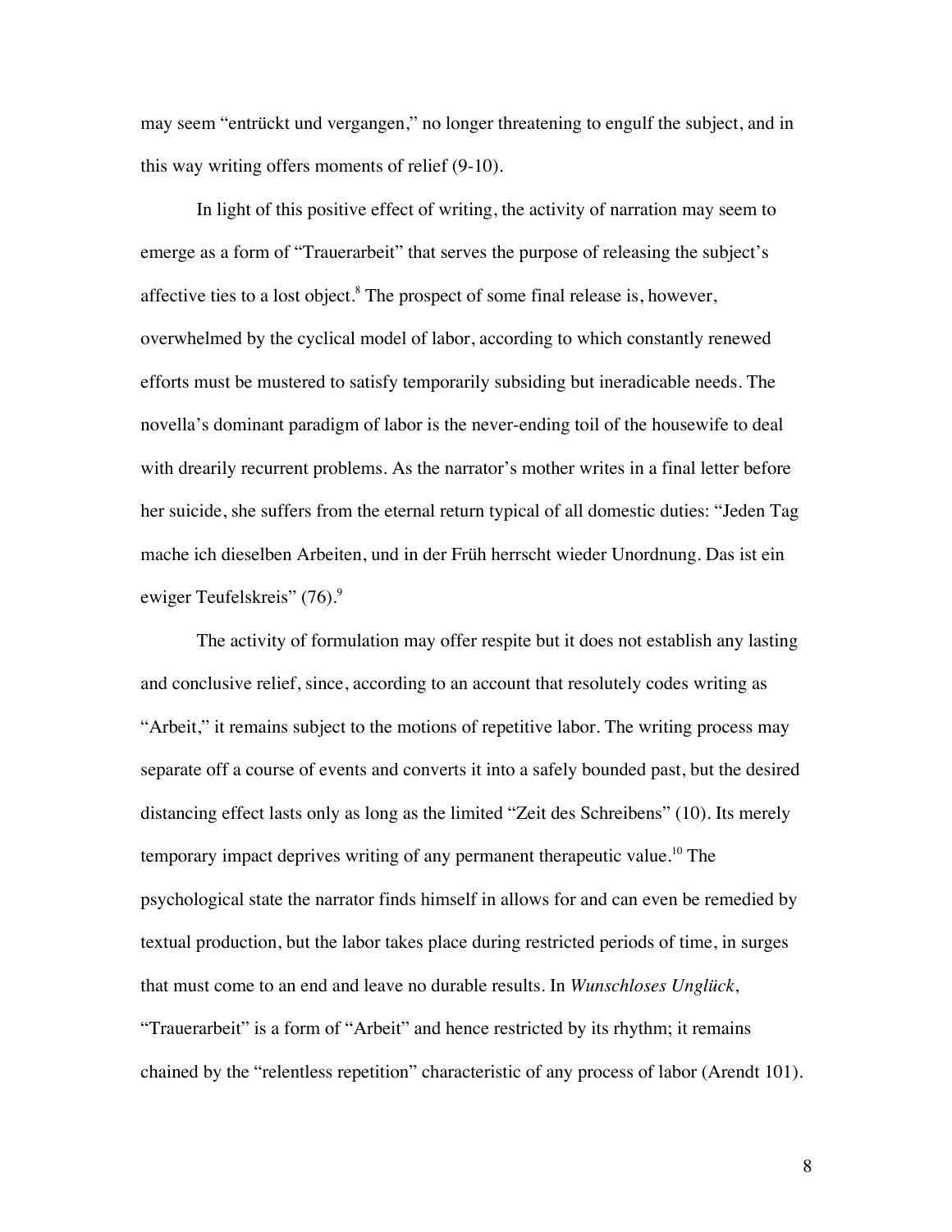may seem "entrückt und vergangen," no longer threatening to engulf the subject, and in this way writing offers moments of relief (9-10).

In light of this positive effect of writing, the activity of narration may seem to emerge as a form of "Trauerarbeit" that serves the purpose of releasing the subject's affective ties to a lost object.[8] The prospect of some final release is, however, overwhelmed by the cyclical model of labor, according to which constantly renewed efforts must be mustered to satisfy temporarily subsiding but ineradicable needs. The novella's dominant paradigm of labor is the never-ending toil of the housewife to deal with drearily recurrent problems. As the narrator's mother writes in a final letter before her suicide, she suffers from the eternal return typical of all domestic duties: "Jeden Tag mache ich dieselben Arbeiten, und in der Früh herrscht wieder Unordnung. Das ist ein ewiger Teufelskreis" (76).[9]

The activity of formulation may offer respite but it does not establish any lasting and conclusive relief, since, according to an account that resolutely codes writing as "Arbeit," it remains subject to the motions of repetitive labor. The writing process may separate off a course of events and converts it into a safely bounded past, but the desired distancing effect lasts only as long as the limited "Zeit des Schreibens" (10). Its merely temporary impact deprives writing of any permanent therapeutic value.[10] The psychological state the narrator finds himself in allows for and can even be remedied by textual production, but the labor takes place during restricted periods of time, in surges that must come to an end and leave no durable results. In *Wunschloses Unglück*, "Trauerarbeit" is a form of "Arbeit" and hence restricted by its rhythm; it remains chained by the "relentless repetition" characteristic of any process of labor (Arendt 101).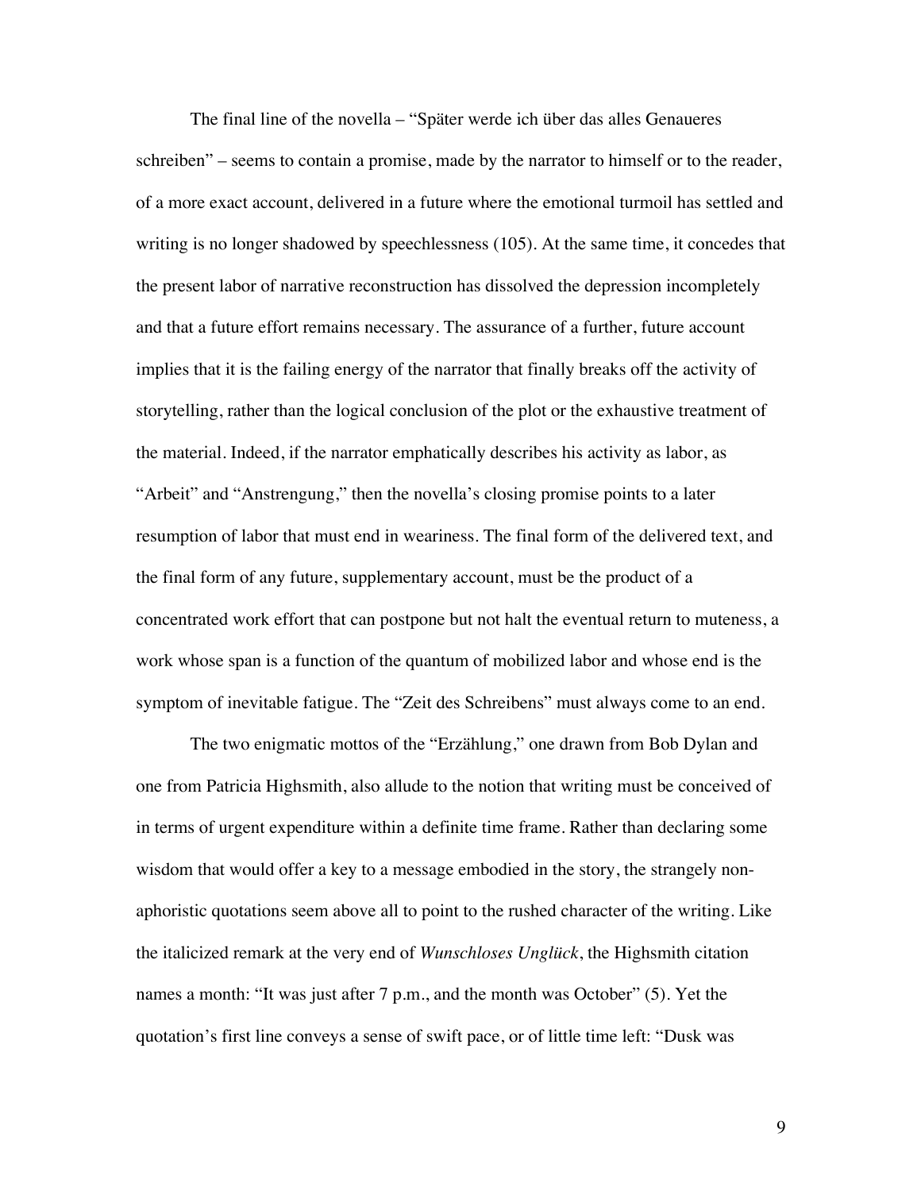The final line of the novella – "Später werde ich über das alles Genaueres schreiben" – seems to contain a promise, made by the narrator to himself or to the reader, of a more exact account, delivered in a future where the emotional turmoil has settled and writing is no longer shadowed by speechlessness (105). At the same time, it concedes that the present labor of narrative reconstruction has dissolved the depression incompletely and that a future effort remains necessary. The assurance of a further, future account implies that it is the failing energy of the narrator that finally breaks off the activity of storytelling, rather than the logical conclusion of the plot or the exhaustive treatment of the material. Indeed, if the narrator emphatically describes his activity as labor, as "Arbeit" and "Anstrengung," then the novella's closing promise points to a later resumption of labor that must end in weariness. The final form of the delivered text, and the final form of any future, supplementary account, must be the product of a concentrated work effort that can postpone but not halt the eventual return to muteness, a work whose span is a function of the quantum of mobilized labor and whose end is the symptom of inevitable fatigue. The "Zeit des Schreibens" must always come to an end.

The two enigmatic mottos of the "Erzählung," one drawn from Bob Dylan and one from Patricia Highsmith, also allude to the notion that writing must be conceived of in terms of urgent expenditure within a definite time frame. Rather than declaring some wisdom that would offer a key to a message embodied in the story, the strangely non-aphoristic quotations seem above all to point to the rushed character of the writing. Like the italicized remark at the very end of *Wunschloses Unglück*, the Highsmith citation names a month: "It was just after 7 p.m., and the month was October" (5). Yet the quotation's first line conveys a sense of swift pace, or of little time left: "Dusk was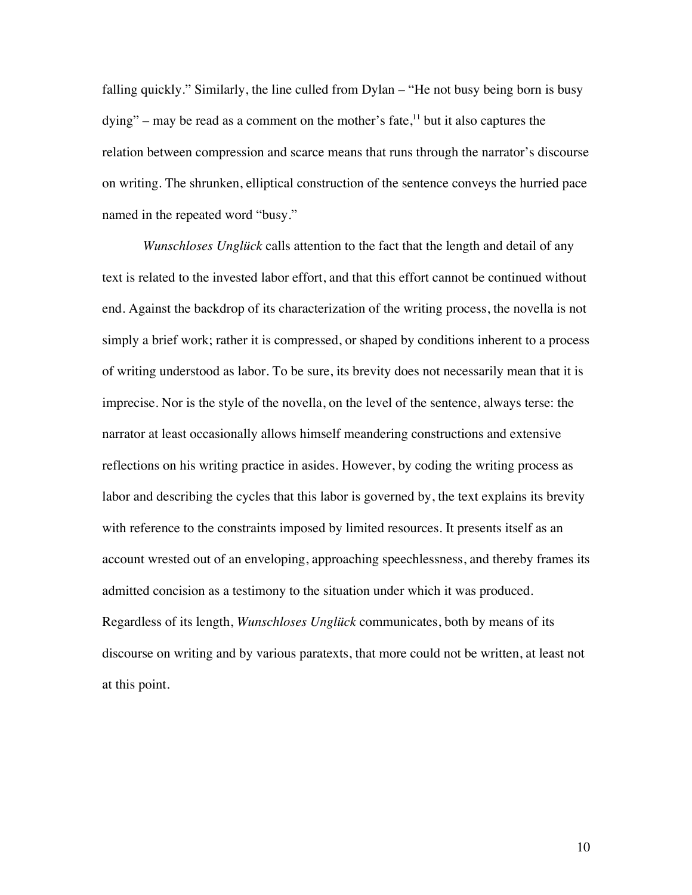falling quickly." Similarly, the line culled from Dylan – "He not busy being born is busy dying" – may be read as a comment on the mother's fate,[11] but it also captures the relation between compression and scarce means that runs through the narrator's discourse on writing. The shrunken, elliptical construction of the sentence conveys the hurried pace named in the repeated word "busy."

*Wunschloses Unglück* calls attention to the fact that the length and detail of any text is related to the invested labor effort, and that this effort cannot be continued without end. Against the backdrop of its characterization of the writing process, the novella is not simply a brief work; rather it is compressed, or shaped by conditions inherent to a process of writing understood as labor. To be sure, its brevity does not necessarily mean that it is imprecise. Nor is the style of the novella, on the level of the sentence, always terse: the narrator at least occasionally allows himself meandering constructions and extensive reflections on his writing practice in asides. However, by coding the writing process as labor and describing the cycles that this labor is governed by, the text explains its brevity with reference to the constraints imposed by limited resources. It presents itself as an account wrested out of an enveloping, approaching speechlessness, and thereby frames its admitted concision as a testimony to the situation under which it was produced. Regardless of its length, *Wunschloses Unglück* communicates, both by means of its discourse on writing and by various paratexts, that more could not be written, at least not at this point.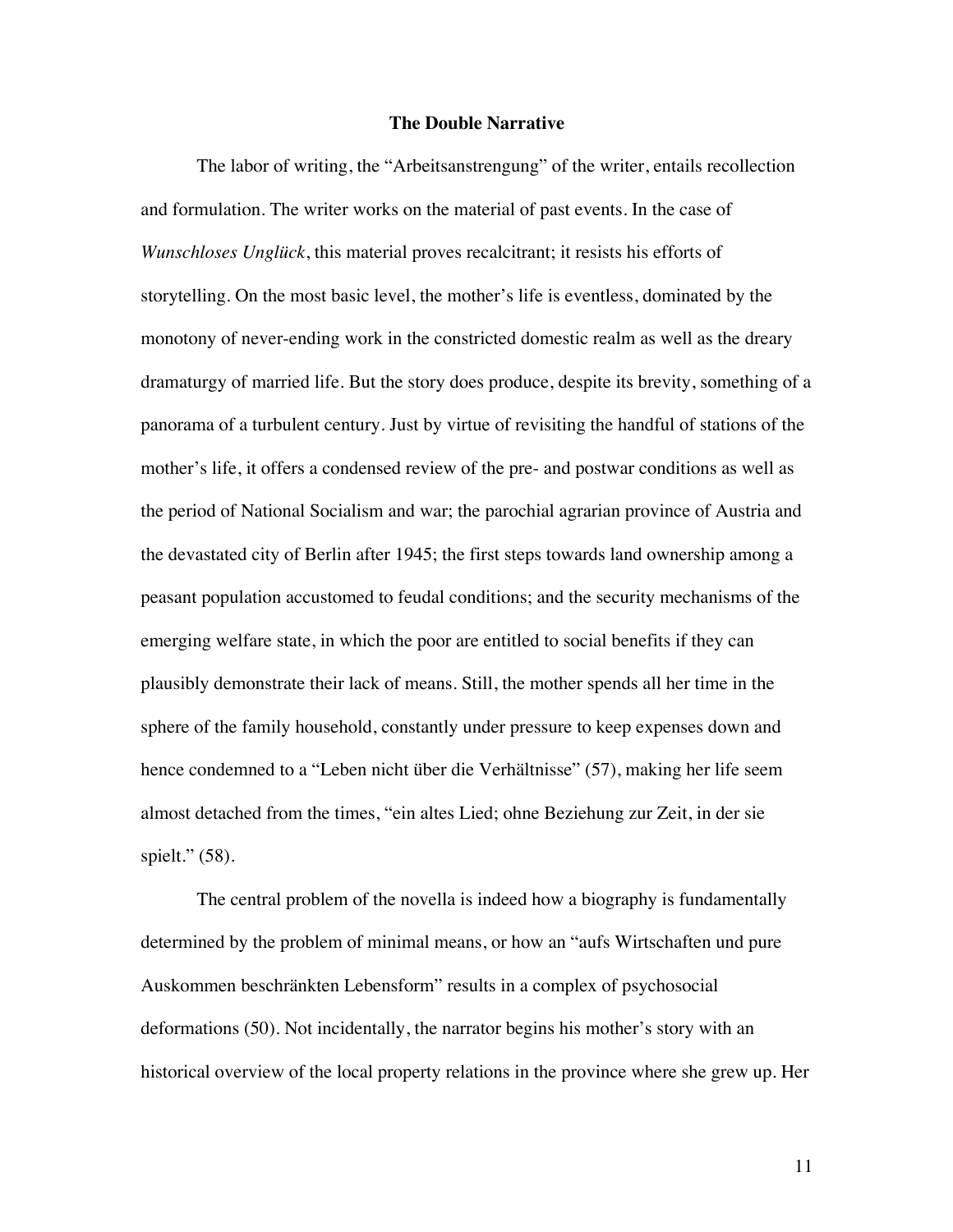## The Double Narrative

The labor of writing, the "Arbeitsanstrengung" of the writer, entails recollection and formulation. The writer works on the material of past events. In the case of *Wunschloses Unglück*, this material proves recalcitrant; it resists his efforts of storytelling. On the most basic level, the mother's life is eventless, dominated by the monotony of never-ending work in the constricted domestic realm as well as the dreary dramaturgy of married life. But the story does produce, despite its brevity, something of a panorama of a turbulent century. Just by virtue of revisiting the handful of stations of the mother's life, it offers a condensed review of the pre- and postwar conditions as well as the period of National Socialism and war; the parochial agrarian province of Austria and the devastated city of Berlin after 1945; the first steps towards land ownership among a peasant population accustomed to feudal conditions; and the security mechanisms of the emerging welfare state, in which the poor are entitled to social benefits if they can plausibly demonstrate their lack of means. Still, the mother spends all her time in the sphere of the family household, constantly under pressure to keep expenses down and hence condemned to a "Leben nicht über die Verhältnisse" (57), making her life seem almost detached from the times, "ein altes Lied; ohne Beziehung zur Zeit, in der sie spielt." (58).

The central problem of the novella is indeed how a biography is fundamentally determined by the problem of minimal means, or how an "aufs Wirtschaften und pure Auskommen beschränkten Lebensform" results in a complex of psychosocial deformations (50). Not incidentally, the narrator begins his mother's story with an historical overview of the local property relations in the province where she grew up. Her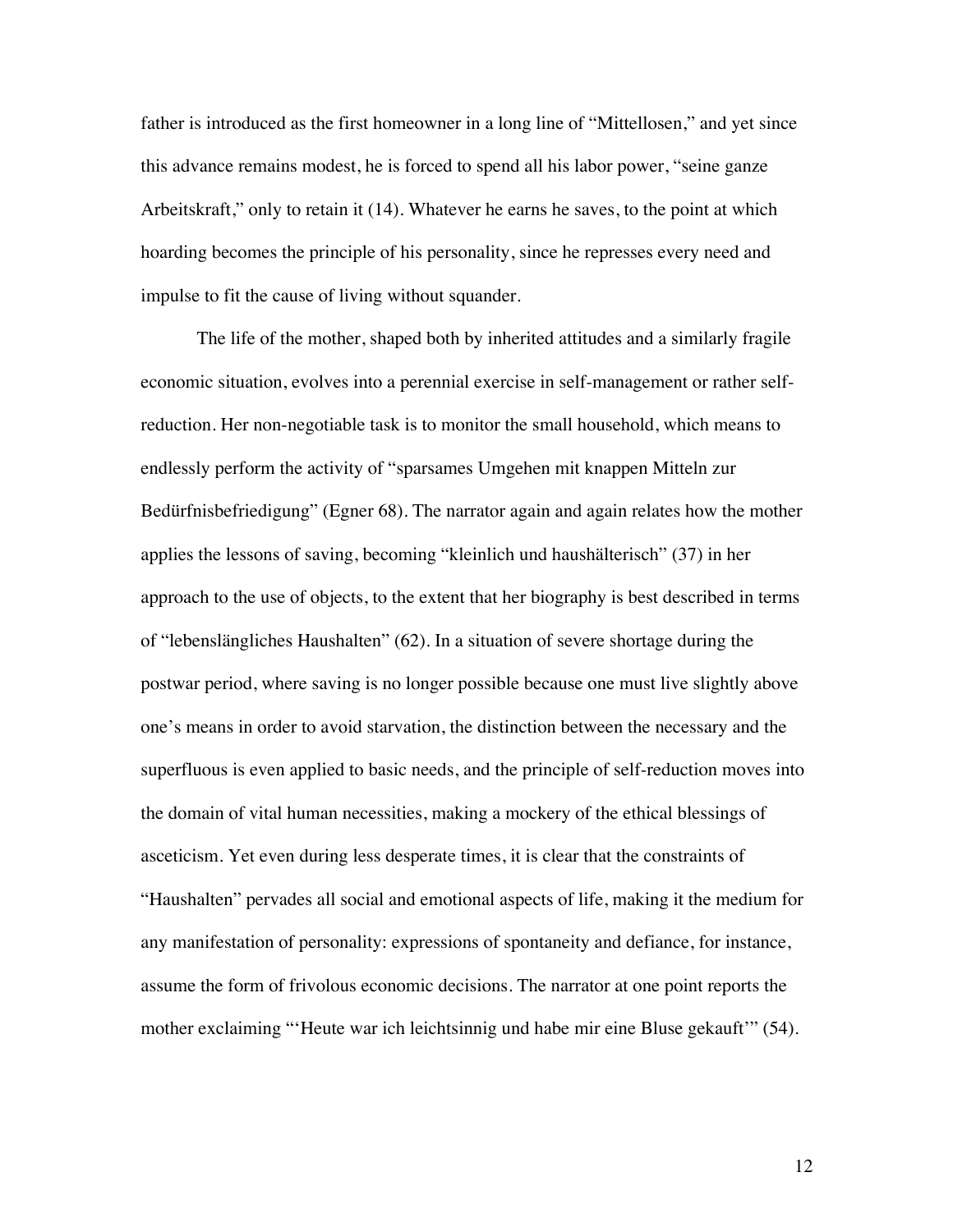father is introduced as the first homeowner in a long line of "Mittellosen," and yet since this advance remains modest, he is forced to spend all his labor power, "seine ganze Arbeitskraft," only to retain it (14). Whatever he earns he saves, to the point at which hoarding becomes the principle of his personality, since he represses every need and impulse to fit the cause of living without squander.

The life of the mother, shaped both by inherited attitudes and a similarly fragile economic situation, evolves into a perennial exercise in self-management or rather self-reduction. Her non-negotiable task is to monitor the small household, which means to endlessly perform the activity of "sparsames Umgehen mit knappen Mitteln zur Bedürfnisbefriedigung" (Egner 68). The narrator again and again relates how the mother applies the lessons of saving, becoming "kleinlich und haushälterisch" (37) in her approach to the use of objects, to the extent that her biography is best described in terms of "lebenslängliches Haushalten" (62). In a situation of severe shortage during the postwar period, where saving is no longer possible because one must live slightly above one's means in order to avoid starvation, the distinction between the necessary and the superfluous is even applied to basic needs, and the principle of self-reduction moves into the domain of vital human necessities, making a mockery of the ethical blessings of asceticism. Yet even during less desperate times, it is clear that the constraints of "Haushalten" pervades all social and emotional aspects of life, making it the medium for any manifestation of personality: expressions of spontaneity and defiance, for instance, assume the form of frivolous economic decisions. The narrator at one point reports the mother exclaiming "'Heute war ich leichtsinnig und habe mir eine Bluse gekauft'" (54).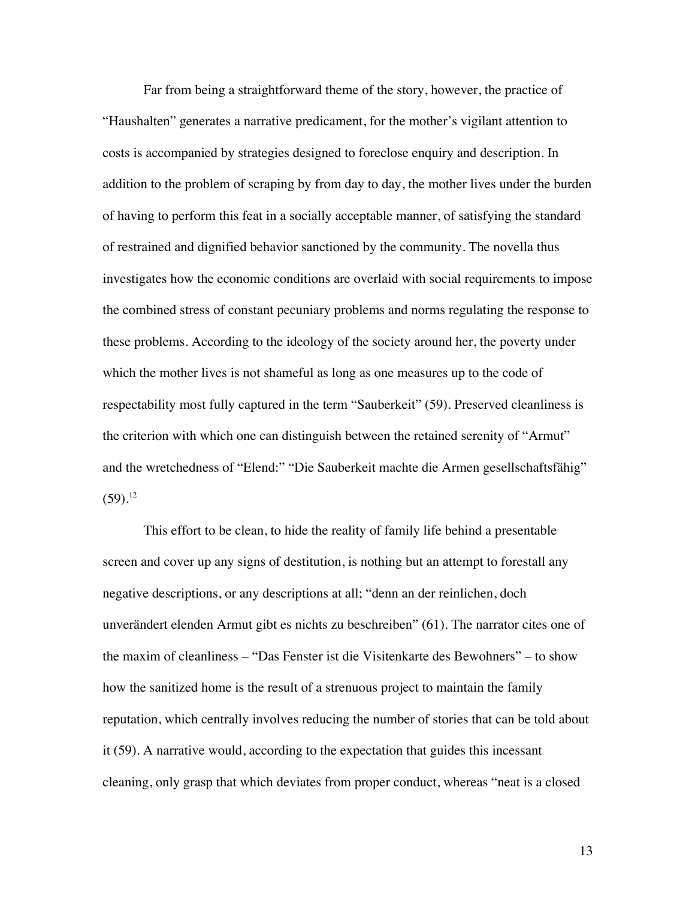Far from being a straightforward theme of the story, however, the practice of "Haushalten" generates a narrative predicament, for the mother's vigilant attention to costs is accompanied by strategies designed to foreclose enquiry and description. In addition to the problem of scraping by from day to day, the mother lives under the burden of having to perform this feat in a socially acceptable manner, of satisfying the standard of restrained and dignified behavior sanctioned by the community. The novella thus investigates how the economic conditions are overlaid with social requirements to impose the combined stress of constant pecuniary problems and norms regulating the response to these problems. According to the ideology of the society around her, the poverty under which the mother lives is not shameful as long as one measures up to the code of respectability most fully captured in the term "Sauberkeit" (59). Preserved cleanliness is the criterion with which one can distinguish between the retained serenity of "Armut" and the wretchedness of "Elend:" "Die Sauberkeit machte die Armen gesellschaftsfähig" (59).[12]

This effort to be clean, to hide the reality of family life behind a presentable screen and cover up any signs of destitution, is nothing but an attempt to forestall any negative descriptions, or any descriptions at all; "denn an der reinlichen, doch unverändert elenden Armut gibt es nichts zu beschreiben" (61). The narrator cites one of the maxim of cleanliness – "Das Fenster ist die Visitenkarte des Bewohners" – to show how the sanitized home is the result of a strenuous project to maintain the family reputation, which centrally involves reducing the number of stories that can be told about it (59). A narrative would, according to the expectation that guides this incessant cleaning, only grasp that which deviates from proper conduct, whereas "neat is a closed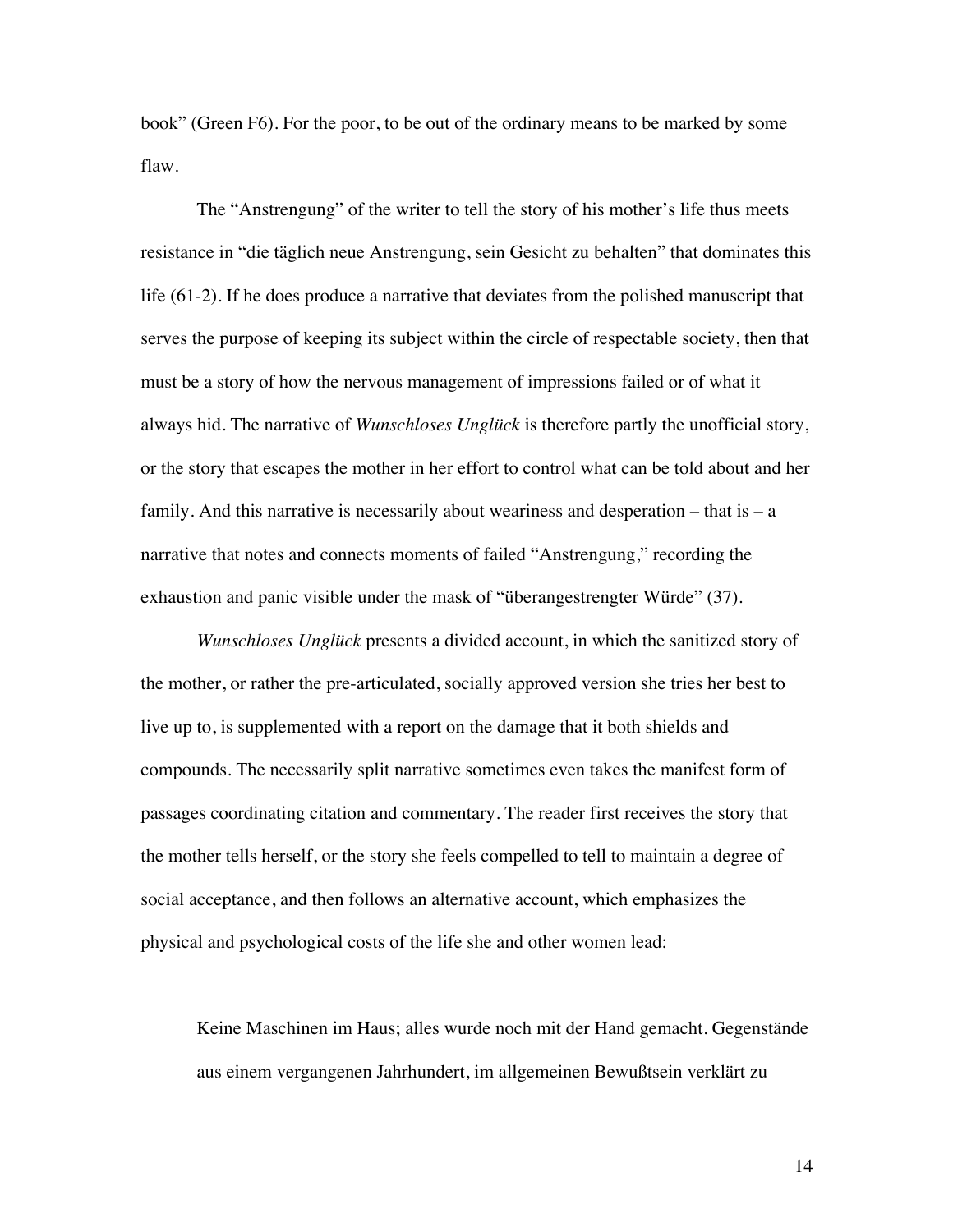book" (Green F6). For the poor, to be out of the ordinary means to be marked by some flaw.

The "Anstrengung" of the writer to tell the story of his mother's life thus meets resistance in "die täglich neue Anstrengung, sein Gesicht zu behalten" that dominates this life (61-2). If he does produce a narrative that deviates from the polished manuscript that serves the purpose of keeping its subject within the circle of respectable society, then that must be a story of how the nervous management of impressions failed or of what it always hid. The narrative of *Wunschloses Unglück* is therefore partly the unofficial story, or the story that escapes the mother in her effort to control what can be told about and her family. And this narrative is necessarily about weariness and desperation – that is – a narrative that notes and connects moments of failed "Anstrengung," recording the exhaustion and panic visible under the mask of "überangestrengter Würde" (37).

*Wunschloses Unglück* presents a divided account, in which the sanitized story of the mother, or rather the pre-articulated, socially approved version she tries her best to live up to, is supplemented with a report on the damage that it both shields and compounds. The necessarily split narrative sometimes even takes the manifest form of passages coordinating citation and commentary. The reader first receives the story that the mother tells herself, or the story she feels compelled to tell to maintain a degree of social acceptance, and then follows an alternative account, which emphasizes the physical and psychological costs of the life she and other women lead:

> Keine Maschinen im Haus; alles wurde noch mit der Hand gemacht. Gegenstände aus einem vergangenen Jahrhundert, im allgemeinen Bewußtsein verklärt zu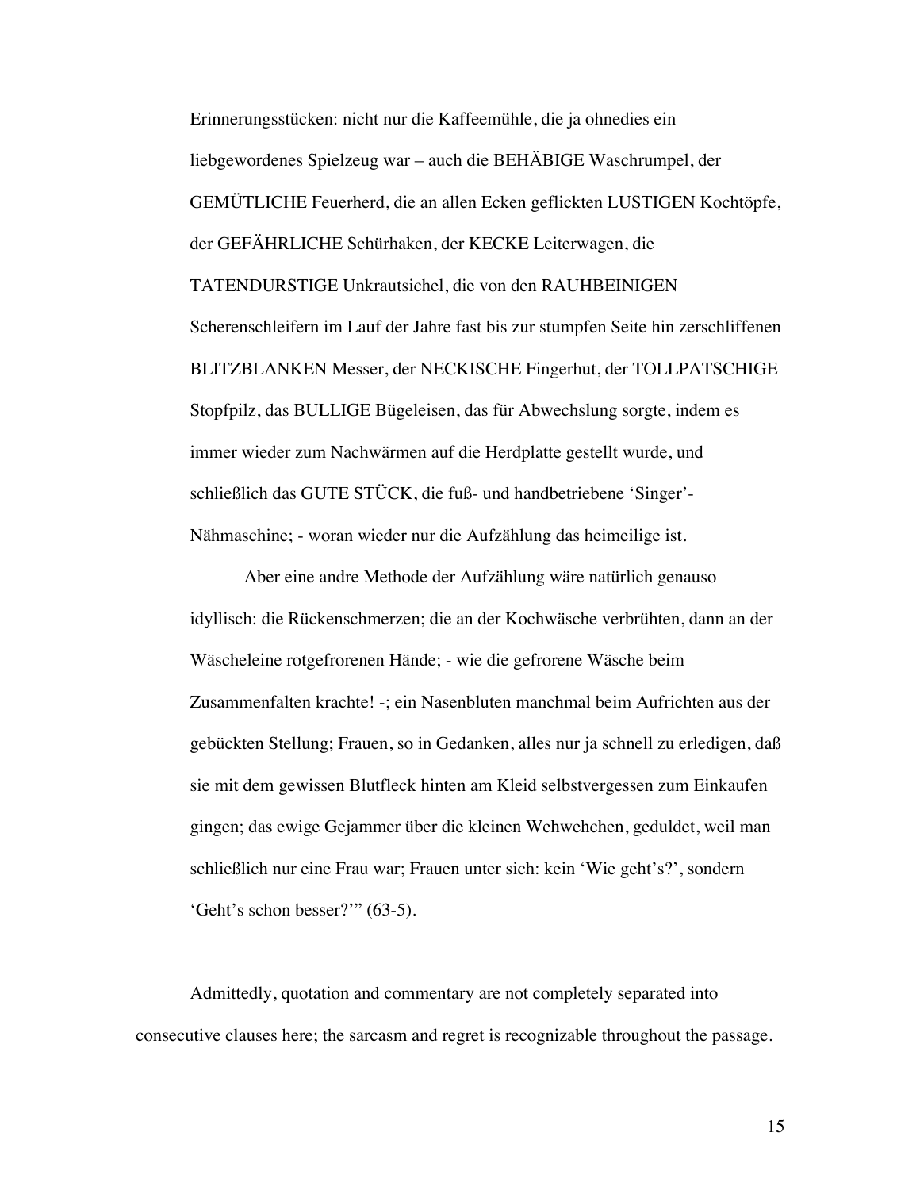Erinnerungsstücken: nicht nur die Kaffeemühle, die ja ohnedies ein liebgewordenes Spielzeug war – auch die BEHÄBIGE Waschrumpel, der GEMÜTLICHE Feuerherd, die an allen Ecken geflickten LUSTIGEN Kochtöpfe, der GEFÄHRLICHE Schürhaken, der KECKE Leiterwagen, die TATENDURSTIGE Unkrautsichel, die von den RAUHBEINIGEN Scherenschleifern im Lauf der Jahre fast bis zur stumpfen Seite hin zerschliffenen BLITZBLANKEN Messer, der NECKISCHE Fingerhut, der TOLLPATSCHIGE Stopfpilz, das BULLIGE Bügeleisen, das für Abwechslung sorgte, indem es immer wieder zum Nachwärmen auf die Herdplatte gestellt wurde, und schließlich das GUTE STÜCK, die fuß- und handbetriebene 'Singer'-Nähmaschine; - woran wieder nur die Aufzählung das heimeilige ist.

Aber eine andre Methode der Aufzählung wäre natürlich genauso idyllisch: die Rückenschmerzen; die an der Kochwäsche verbrühten, dann an der Wäscheleine rotgefrorenen Hände; - wie die gefrorene Wäsche beim Zusammenfalten krachte! -; ein Nasenbluten manchmal beim Aufrichten aus der gebückten Stellung; Frauen, so in Gedanken, alles nur ja schnell zu erledigen, daß sie mit dem gewissen Blutfleck hinten am Kleid selbstvergessen zum Einkaufen gingen; das ewige Gejammer über die kleinen Wehwehchen, geduldet, weil man schließlich nur eine Frau war; Frauen unter sich: kein 'Wie geht's?', sondern 'Geht's schon besser?'" (63-5).

Admittedly, quotation and commentary are not completely separated into consecutive clauses here; the sarcasm and regret is recognizable throughout the passage.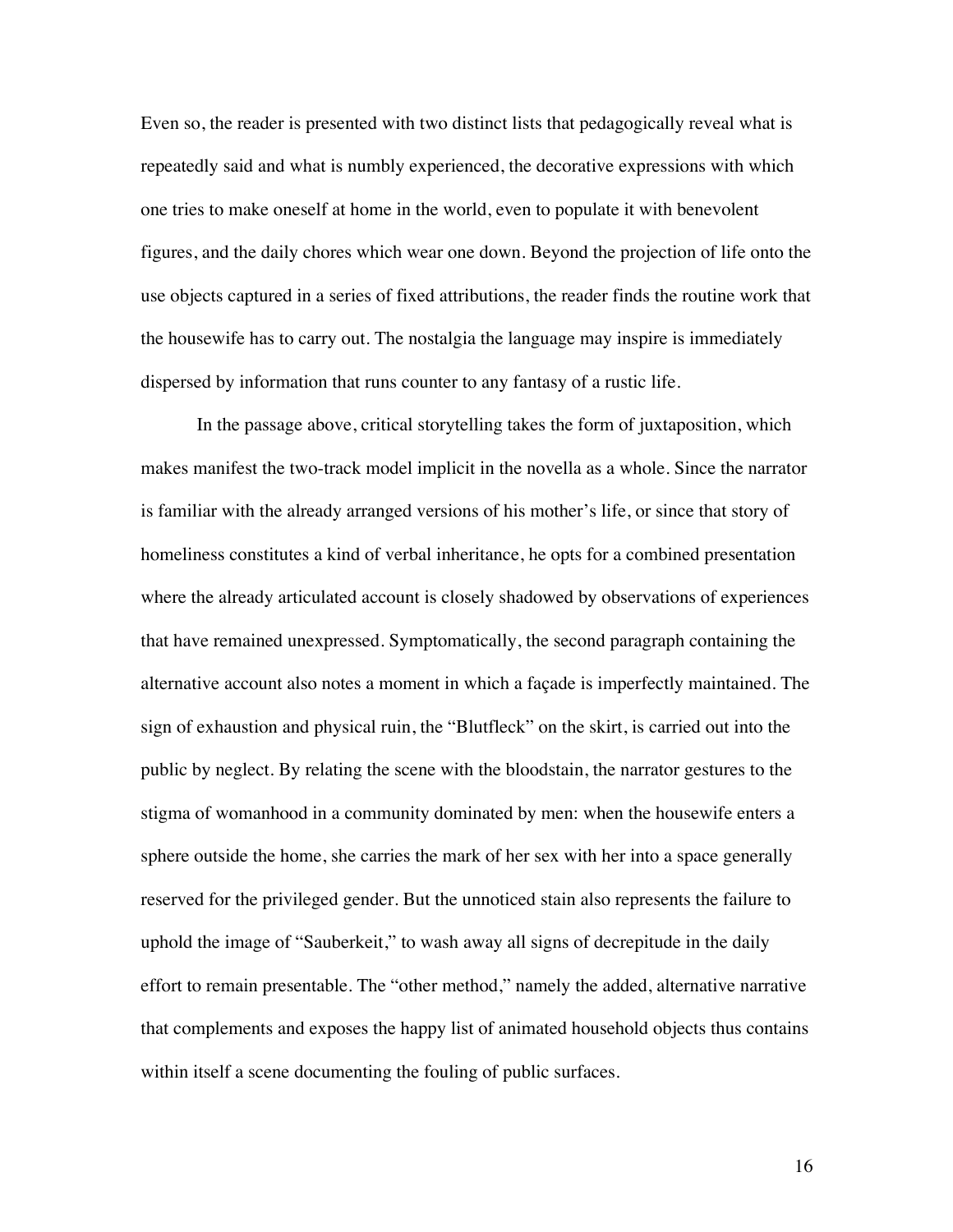Even so, the reader is presented with two distinct lists that pedagogically reveal what is repeatedly said and what is numbly experienced, the decorative expressions with which one tries to make oneself at home in the world, even to populate it with benevolent figures, and the daily chores which wear one down. Beyond the projection of life onto the use objects captured in a series of fixed attributions, the reader finds the routine work that the housewife has to carry out. The nostalgia the language may inspire is immediately dispersed by information that runs counter to any fantasy of a rustic life.

In the passage above, critical storytelling takes the form of juxtaposition, which makes manifest the two-track model implicit in the novella as a whole. Since the narrator is familiar with the already arranged versions of his mother's life, or since that story of homeliness constitutes a kind of verbal inheritance, he opts for a combined presentation where the already articulated account is closely shadowed by observations of experiences that have remained unexpressed. Symptomatically, the second paragraph containing the alternative account also notes a moment in which a façade is imperfectly maintained. The sign of exhaustion and physical ruin, the "Blutfleck" on the skirt, is carried out into the public by neglect. By relating the scene with the bloodstain, the narrator gestures to the stigma of womanhood in a community dominated by men: when the housewife enters a sphere outside the home, she carries the mark of her sex with her into a space generally reserved for the privileged gender. But the unnoticed stain also represents the failure to uphold the image of "Sauberkeit," to wash away all signs of decrepitude in the daily effort to remain presentable. The "other method," namely the added, alternative narrative that complements and exposes the happy list of animated household objects thus contains within itself a scene documenting the fouling of public surfaces.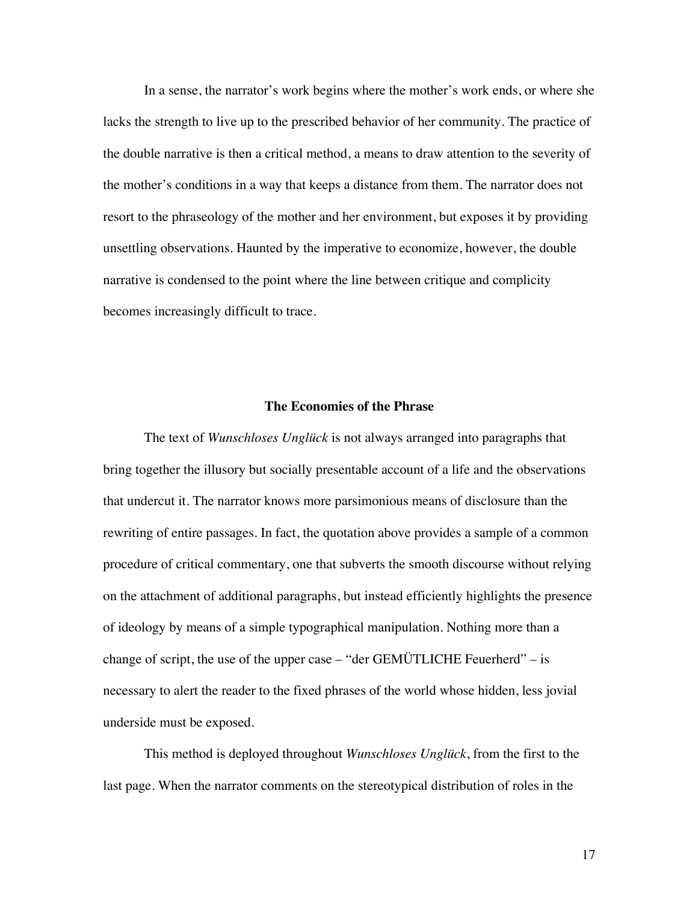In a sense, the narrator's work begins where the mother's work ends, or where she lacks the strength to live up to the prescribed behavior of her community. The practice of the double narrative is then a critical method, a means to draw attention to the severity of the mother's conditions in a way that keeps a distance from them. The narrator does not resort to the phraseology of the mother and her environment, but exposes it by providing unsettling observations. Haunted by the imperative to economize, however, the double narrative is condensed to the point where the line between critique and complicity becomes increasingly difficult to trace.

## The Economies of the Phrase

The text of *Wunschloses Unglück* is not always arranged into paragraphs that bring together the illusory but socially presentable account of a life and the observations that undercut it. The narrator knows more parsimonious means of disclosure than the rewriting of entire passages. In fact, the quotation above provides a sample of a common procedure of critical commentary, one that subverts the smooth discourse without relying on the attachment of additional paragraphs, but instead efficiently highlights the presence of ideology by means of a simple typographical manipulation. Nothing more than a change of script, the use of the upper case – "der GEMÜTLICHE Feuerherd" – is necessary to alert the reader to the fixed phrases of the world whose hidden, less jovial underside must be exposed.

This method is deployed throughout *Wunschloses Unglück*, from the first to the last page. When the narrator comments on the stereotypical distribution of roles in the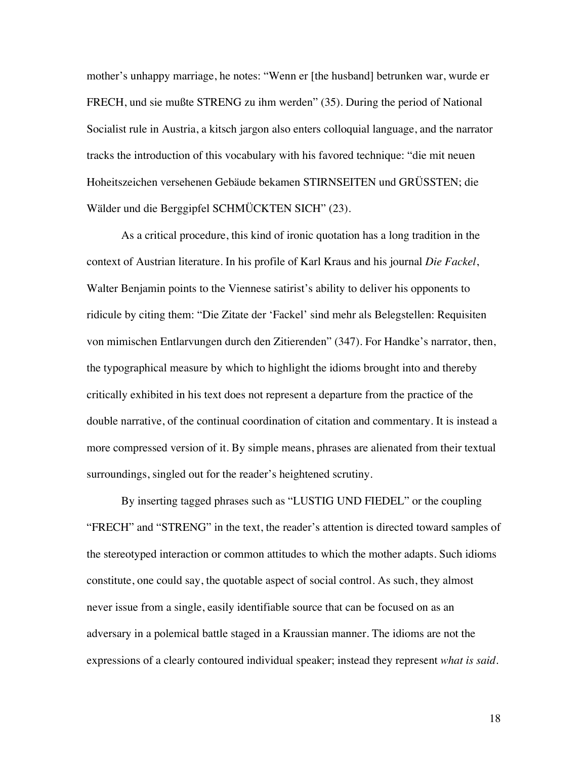mother's unhappy marriage, he notes: "Wenn er [the husband] betrunken war, wurde er FRECH, und sie mußte STRENG zu ihm werden" (35). During the period of National Socialist rule in Austria, a kitsch jargon also enters colloquial language, and the narrator tracks the introduction of this vocabulary with his favored technique: "die mit neuen Hoheitszeichen versehenen Gebäude bekamen STIRNSEITEN und GRÜSSTEN; die Wälder und die Berggipfel SCHMÜCKTEN SICH" (23).

As a critical procedure, this kind of ironic quotation has a long tradition in the context of Austrian literature. In his profile of Karl Kraus and his journal *Die Fackel*, Walter Benjamin points to the Viennese satirist's ability to deliver his opponents to ridicule by citing them: "Die Zitate der 'Fackel' sind mehr als Belegstellen: Requisiten von mimischen Entlarvungen durch den Zitierenden" (347). For Handke's narrator, then, the typographical measure by which to highlight the idioms brought into and thereby critically exhibited in his text does not represent a departure from the practice of the double narrative, of the continual coordination of citation and commentary. It is instead a more compressed version of it. By simple means, phrases are alienated from their textual surroundings, singled out for the reader's heightened scrutiny.

By inserting tagged phrases such as "LUSTIG UND FIEDEL" or the coupling "FRECH" and "STRENG" in the text, the reader's attention is directed toward samples of the stereotyped interaction or common attitudes to which the mother adapts. Such idioms constitute, one could say, the quotable aspect of social control. As such, they almost never issue from a single, easily identifiable source that can be focused on as an adversary in a polemical battle staged in a Kraussian manner. The idioms are not the expressions of a clearly contoured individual speaker; instead they represent *what is said*.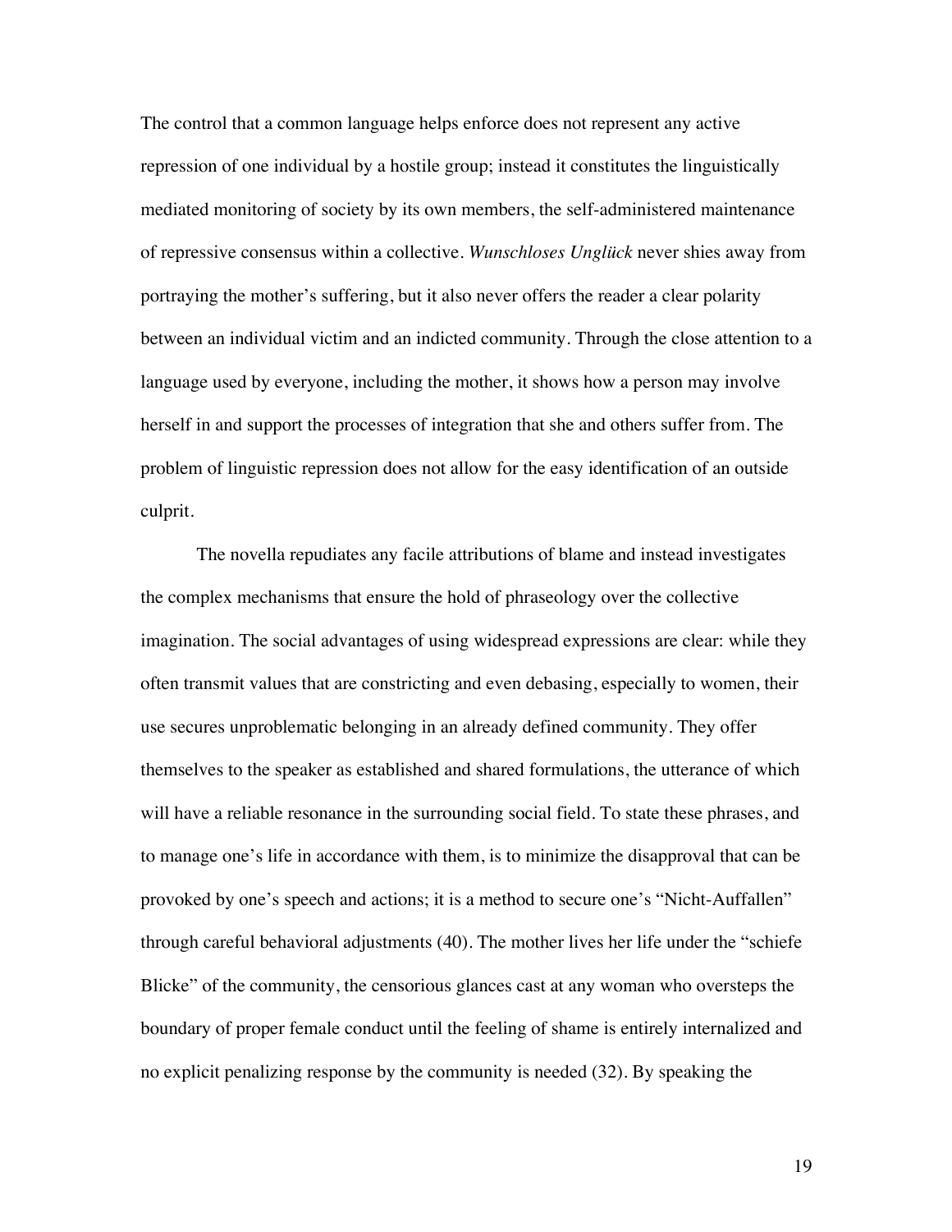The control that a common language helps enforce does not represent any active repression of one individual by a hostile group; instead it constitutes the linguistically mediated monitoring of society by its own members, the self-administered maintenance of repressive consensus within a collective. *Wunschloses Unglück* never shies away from portraying the mother's suffering, but it also never offers the reader a clear polarity between an individual victim and an indicted community. Through the close attention to a language used by everyone, including the mother, it shows how a person may involve herself in and support the processes of integration that she and others suffer from. The problem of linguistic repression does not allow for the easy identification of an outside culprit.

The novella repudiates any facile attributions of blame and instead investigates the complex mechanisms that ensure the hold of phraseology over the collective imagination. The social advantages of using widespread expressions are clear: while they often transmit values that are constricting and even debasing, especially to women, their use secures unproblematic belonging in an already defined community. They offer themselves to the speaker as established and shared formulations, the utterance of which will have a reliable resonance in the surrounding social field. To state these phrases, and to manage one's life in accordance with them, is to minimize the disapproval that can be provoked by one's speech and actions; it is a method to secure one's "Nicht-Auffallen" through careful behavioral adjustments (40). The mother lives her life under the "schiefe Blicke" of the community, the censorious glances cast at any woman who oversteps the boundary of proper female conduct until the feeling of shame is entirely internalized and no explicit penalizing response by the community is needed (32). By speaking the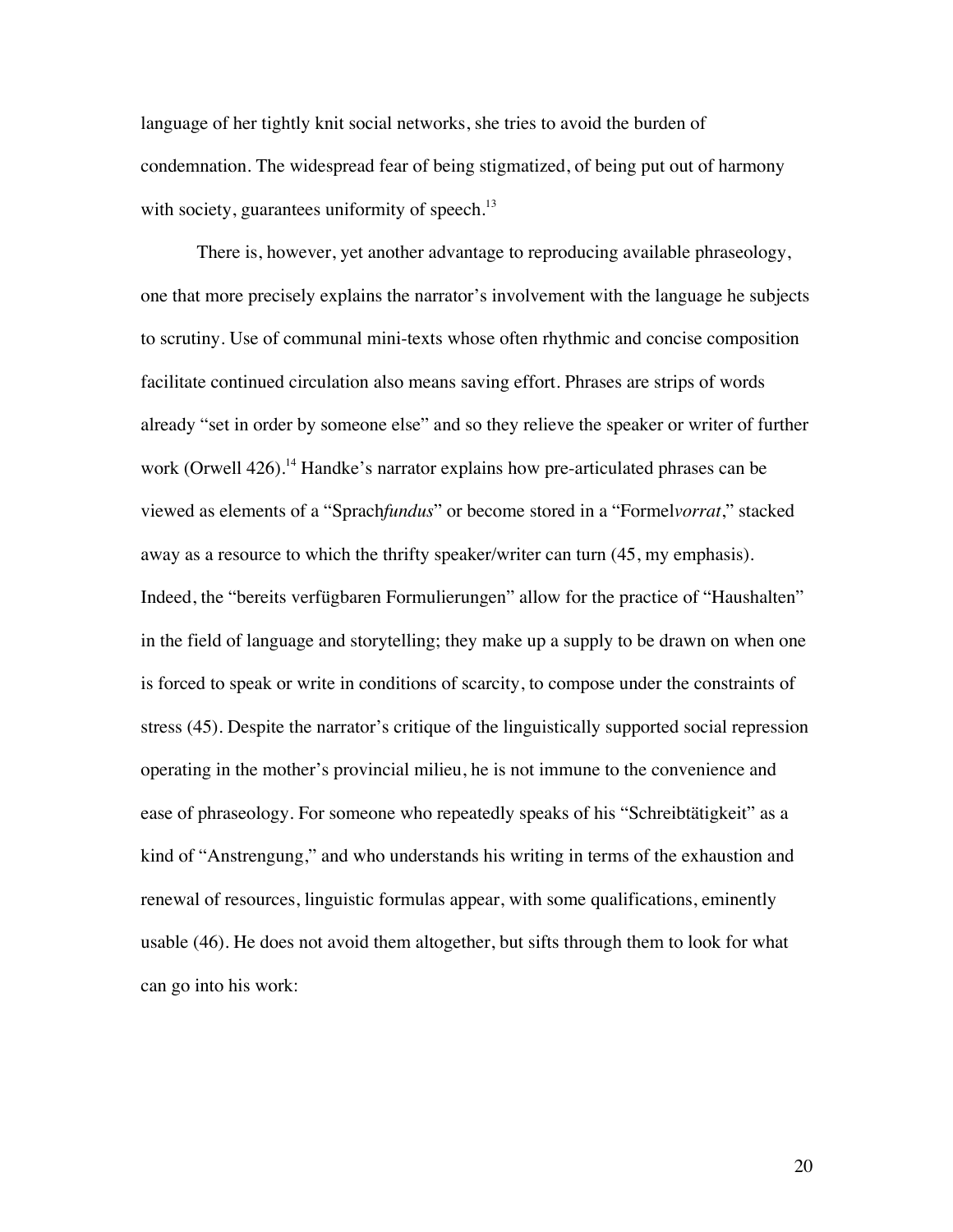language of her tightly knit social networks, she tries to avoid the burden of condemnation. The widespread fear of being stigmatized, of being put out of harmony with society, guarantees uniformity of speech.[13]

There is, however, yet another advantage to reproducing available phraseology, one that more precisely explains the narrator's involvement with the language he subjects to scrutiny. Use of communal mini-texts whose often rhythmic and concise composition facilitate continued circulation also means saving effort. Phrases are strips of words already "set in order by someone else" and so they relieve the speaker or writer of further work (Orwell 426).[14] Handke's narrator explains how pre-articulated phrases can be viewed as elements of a "Sprach*fundus*" or become stored in a "Formel*vorrat*," stacked away as a resource to which the thrifty speaker/writer can turn (45, my emphasis). Indeed, the "bereits verfügbaren Formulierungen" allow for the practice of "Haushalten" in the field of language and storytelling; they make up a supply to be drawn on when one is forced to speak or write in conditions of scarcity, to compose under the constraints of stress (45). Despite the narrator's critique of the linguistically supported social repression operating in the mother's provincial milieu, he is not immune to the convenience and ease of phraseology. For someone who repeatedly speaks of his "Schreibtätigkeit" as a kind of "Anstrengung," and who understands his writing in terms of the exhaustion and renewal of resources, linguistic formulas appear, with some qualifications, eminently usable (46). He does not avoid them altogether, but sifts through them to look for what can go into his work: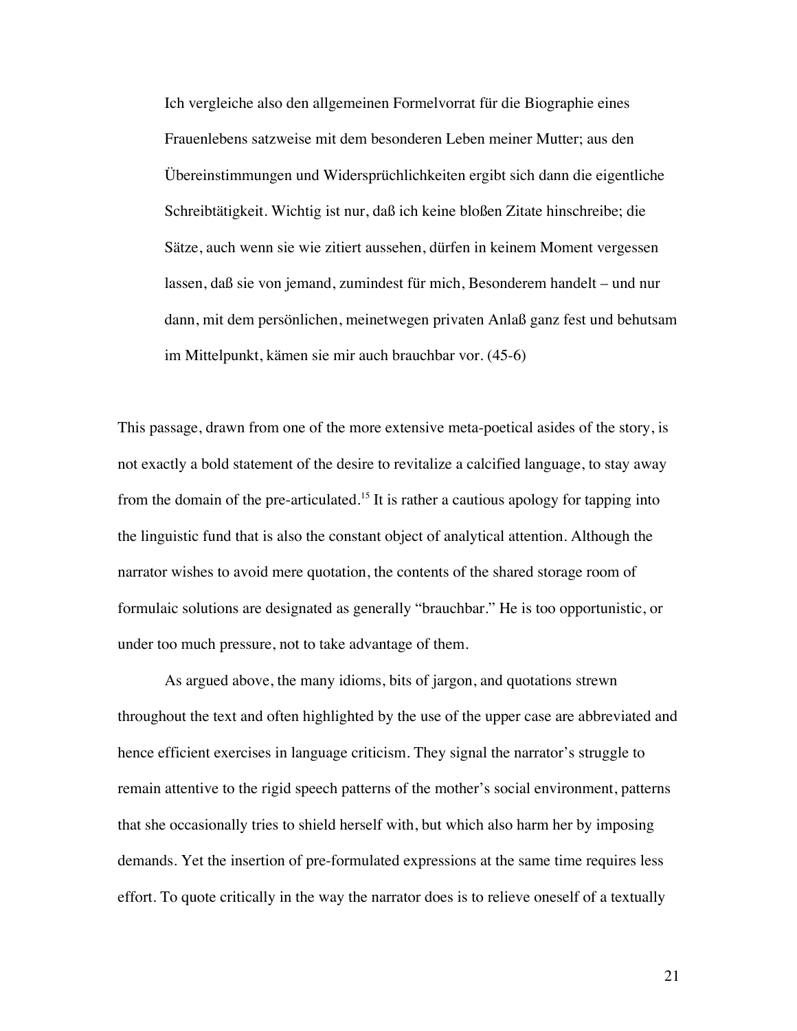> Ich vergleiche also den allgemeinen Formelvorrat für die Biographie eines Frauenlebens satzweise mit dem besonderen Leben meiner Mutter; aus den Übereinstimmungen und Widersprüchlichkeiten ergibt sich dann die eigentliche Schreibtätigkeit. Wichtig ist nur, daß ich keine bloßen Zitate hinschreibe; die Sätze, auch wenn sie wie zitiert aussehen, dürfen in keinem Moment vergessen lassen, daß sie von jemand, zumindest für mich, Besonderem handelt – und nur dann, mit dem persönlichen, meinetwegen privaten Anlaß ganz fest und behutsam im Mittelpunkt, kämen sie mir auch brauchbar vor. (45-6)

This passage, drawn from one of the more extensive meta-poetical asides of the story, is not exactly a bold statement of the desire to revitalize a calcified language, to stay away from the domain of the pre-articulated.[15] It is rather a cautious apology for tapping into the linguistic fund that is also the constant object of analytical attention. Although the narrator wishes to avoid mere quotation, the contents of the shared storage room of formulaic solutions are designated as generally "brauchbar." He is too opportunistic, or under too much pressure, not to take advantage of them.

As argued above, the many idioms, bits of jargon, and quotations strewn throughout the text and often highlighted by the use of the upper case are abbreviated and hence efficient exercises in language criticism. They signal the narrator's struggle to remain attentive to the rigid speech patterns of the mother's social environment, patterns that she occasionally tries to shield herself with, but which also harm her by imposing demands. Yet the insertion of pre-formulated expressions at the same time requires less effort. To quote critically in the way the narrator does is to relieve oneself of a textually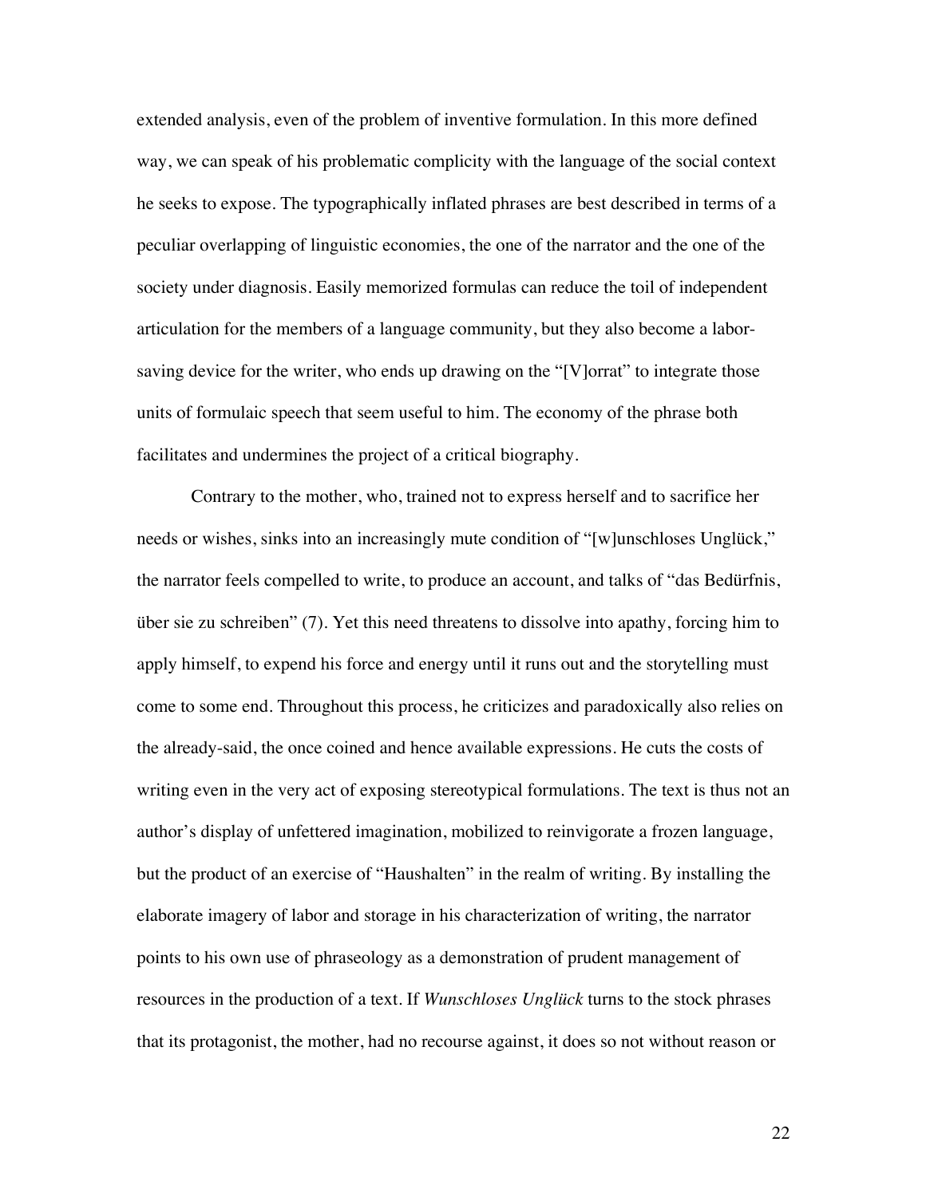extended analysis, even of the problem of inventive formulation. In this more defined way, we can speak of his problematic complicity with the language of the social context he seeks to expose. The typographically inflated phrases are best described in terms of a peculiar overlapping of linguistic economies, the one of the narrator and the one of the society under diagnosis. Easily memorized formulas can reduce the toil of independent articulation for the members of a language community, but they also become a labor-saving device for the writer, who ends up drawing on the "[V]orrat" to integrate those units of formulaic speech that seem useful to him. The economy of the phrase both facilitates and undermines the project of a critical biography.

Contrary to the mother, who, trained not to express herself and to sacrifice her needs or wishes, sinks into an increasingly mute condition of "[w]unschloses Unglück," the narrator feels compelled to write, to produce an account, and talks of "das Bedürfnis, über sie zu schreiben" (7). Yet this need threatens to dissolve into apathy, forcing him to apply himself, to expend his force and energy until it runs out and the storytelling must come to some end. Throughout this process, he criticizes and paradoxically also relies on the already-said, the once coined and hence available expressions. He cuts the costs of writing even in the very act of exposing stereotypical formulations. The text is thus not an author's display of unfettered imagination, mobilized to reinvigorate a frozen language, but the product of an exercise of "Haushalten" in the realm of writing. By installing the elaborate imagery of labor and storage in his characterization of writing, the narrator points to his own use of phraseology as a demonstration of prudent management of resources in the production of a text. If *Wunschloses Unglück* turns to the stock phrases that its protagonist, the mother, had no recourse against, it does so not without reason or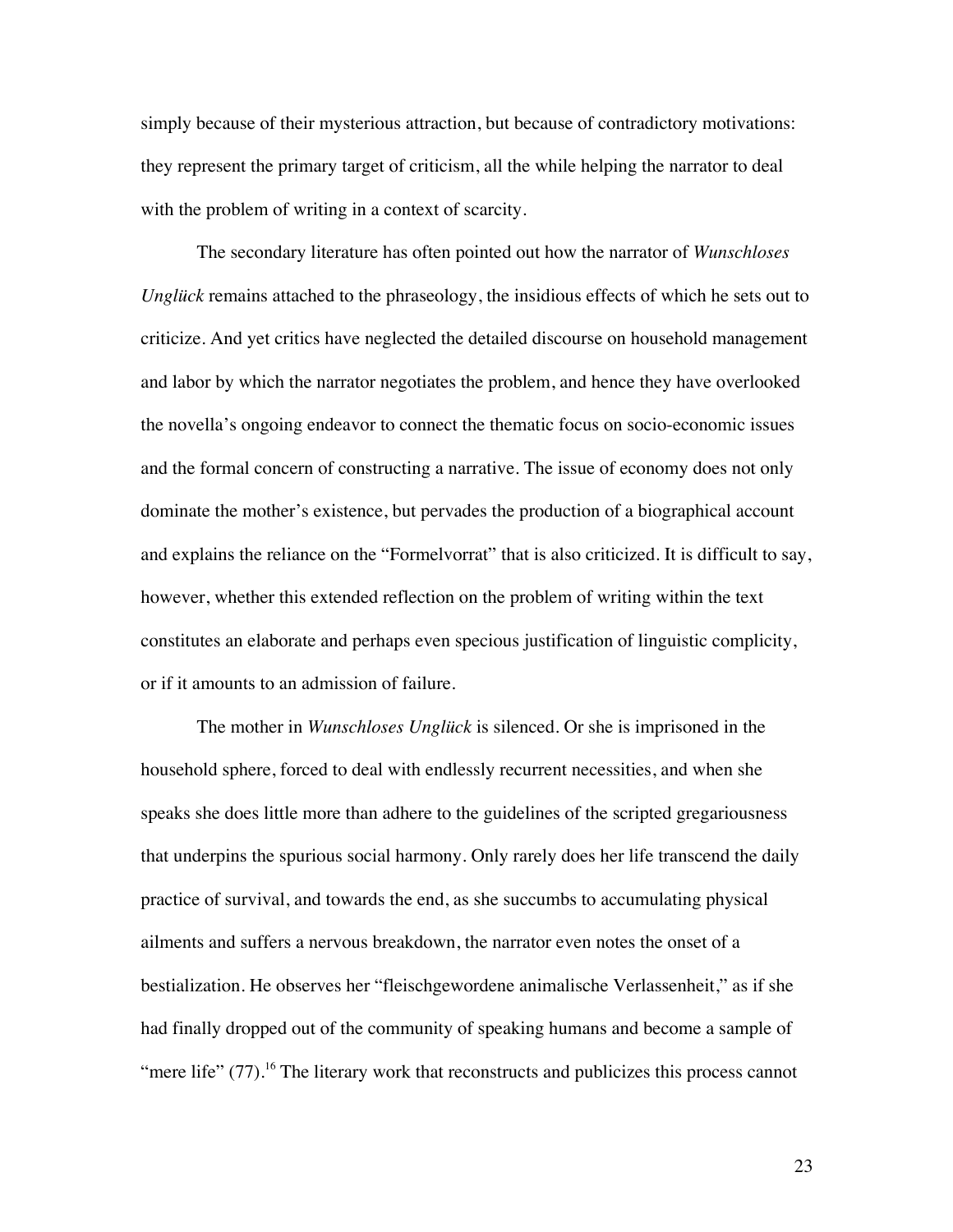simply because of their mysterious attraction, but because of contradictory motivations: they represent the primary target of criticism, all the while helping the narrator to deal with the problem of writing in a context of scarcity.

The secondary literature has often pointed out how the narrator of *Wunschloses Unglück* remains attached to the phraseology, the insidious effects of which he sets out to criticize. And yet critics have neglected the detailed discourse on household management and labor by which the narrator negotiates the problem, and hence they have overlooked the novella's ongoing endeavor to connect the thematic focus on socio-economic issues and the formal concern of constructing a narrative. The issue of economy does not only dominate the mother's existence, but pervades the production of a biographical account and explains the reliance on the "Formelvorrat" that is also criticized. It is difficult to say, however, whether this extended reflection on the problem of writing within the text constitutes an elaborate and perhaps even specious justification of linguistic complicity, or if it amounts to an admission of failure.

The mother in *Wunschloses Unglück* is silenced. Or she is imprisoned in the household sphere, forced to deal with endlessly recurrent necessities, and when she speaks she does little more than adhere to the guidelines of the scripted gregariousness that underpins the spurious social harmony. Only rarely does her life transcend the daily practice of survival, and towards the end, as she succumbs to accumulating physical ailments and suffers a nervous breakdown, the narrator even notes the onset of a bestialization. He observes her "fleischgewordene animalische Verlassenheit," as if she had finally dropped out of the community of speaking humans and become a sample of "mere life" (77).[16] The literary work that reconstructs and publicizes this process cannot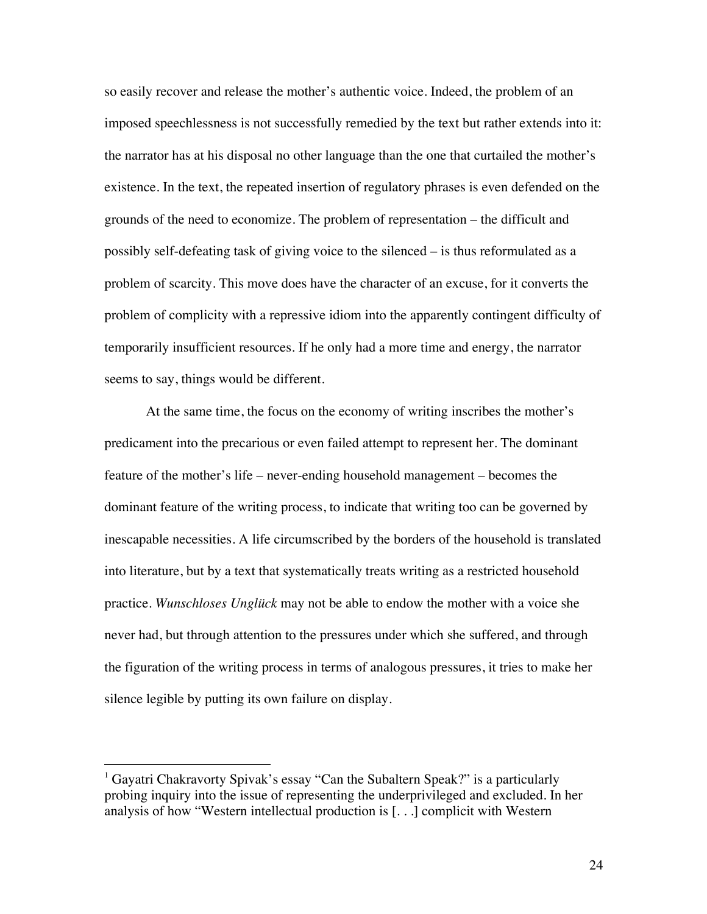so easily recover and release the mother's authentic voice. Indeed, the problem of an imposed speechlessness is not successfully remedied by the text but rather extends into it: the narrator has at his disposal no other language than the one that curtailed the mother's existence. In the text, the repeated insertion of regulatory phrases is even defended on the grounds of the need to economize. The problem of representation – the difficult and possibly self-defeating task of giving voice to the silenced – is thus reformulated as a problem of scarcity. This move does have the character of an excuse, for it converts the problem of complicity with a repressive idiom into the apparently contingent difficulty of temporarily insufficient resources. If he only had a more time and energy, the narrator seems to say, things would be different.

At the same time, the focus on the economy of writing inscribes the mother's predicament into the precarious or even failed attempt to represent her. The dominant feature of the mother's life – never-ending household management – becomes the dominant feature of the writing process, to indicate that writing too can be governed by inescapable necessities. A life circumscribed by the borders of the household is translated into literature, but by a text that systematically treats writing as a restricted household practice. *Wunschloses Unglück* may not be able to endow the mother with a voice she never had, but through attention to the pressures under which she suffered, and through the figuration of the writing process in terms of analogous pressures, it tries to make her silence legible by putting its own failure on display.

---

[1] Gayatri Chakravorty Spivak's essay "Can the Subaltern Speak?" is a particularly probing inquiry into the issue of representing the underprivileged and excluded. In her analysis of how "Western intellectual production is [. . .] complicit with Western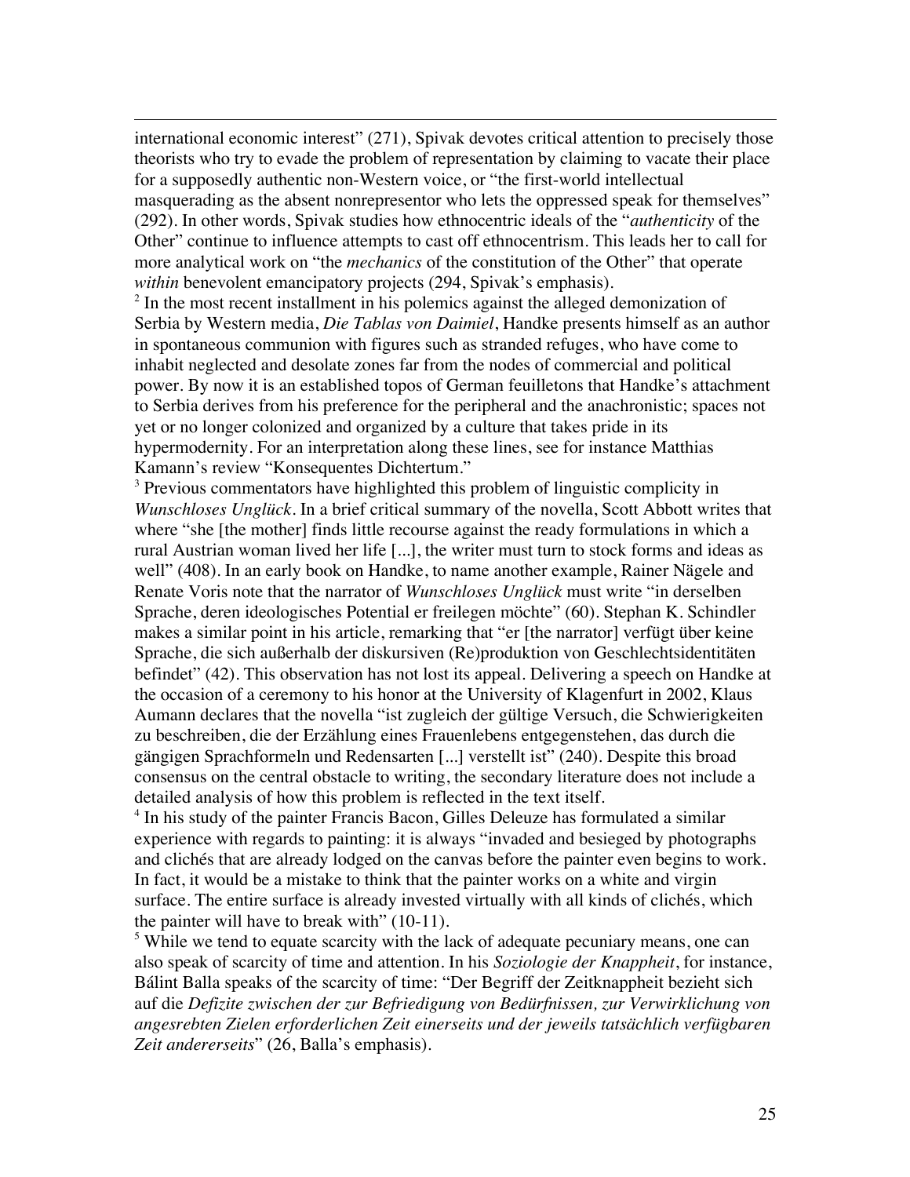international economic interest" (271), Spivak devotes critical attention to precisely those theorists who try to evade the problem of representation by claiming to vacate their place for a supposedly authentic non-Western voice, or "the first-world intellectual masquerading as the absent nonrepresentor who lets the oppressed speak for themselves" (292). In other words, Spivak studies how ethnocentric ideals of the "*authenticity* of the Other" continue to influence attempts to cast off ethnocentrism. This leads her to call for more analytical work on "the *mechanics* of the constitution of the Other" that operate *within* benevolent emancipatory projects (294, Spivak's emphasis).

[2] In the most recent installment in his polemics against the alleged demonization of Serbia by Western media, *Die Tablas von Daimiel*, Handke presents himself as an author in spontaneous communion with figures such as stranded refuges, who have come to inhabit neglected and desolate zones far from the nodes of commercial and political power. By now it is an established topos of German feuilletons that Handke's attachment to Serbia derives from his preference for the peripheral and the anachronistic; spaces not yet or no longer colonized and organized by a culture that takes pride in its hypermodernity. For an interpretation along these lines, see for instance Matthias Kamann's review "Konsequentes Dichtertum."

[3] Previous commentators have highlighted this problem of linguistic complicity in *Wunschloses Unglück*. In a brief critical summary of the novella, Scott Abbott writes that where "she [the mother] finds little recourse against the ready formulations in which a rural Austrian woman lived her life [...], the writer must turn to stock forms and ideas as well" (408). In an early book on Handke, to name another example, Rainer Nägele and Renate Voris note that the narrator of *Wunschloses Unglück* must write "in derselben Sprache, deren ideologisches Potential er freilegen möchte" (60). Stephan K. Schindler makes a similar point in his article, remarking that "er [the narrator] verfügt über keine Sprache, die sich außerhalb der diskursiven (Re)produktion von Geschlechtsidentitäten befindet" (42). This observation has not lost its appeal. Delivering a speech on Handke at the occasion of a ceremony to his honor at the University of Klagenfurt in 2002, Klaus Aumann declares that the novella "ist zugleich der gültige Versuch, die Schwierigkeiten zu beschreiben, die der Erzählung eines Frauenlebens entgegenstehen, das durch die gängigen Sprachformeln und Redensarten [...] verstellt ist" (240). Despite this broad consensus on the central obstacle to writing, the secondary literature does not include a detailed analysis of how this problem is reflected in the text itself.

[4] In his study of the painter Francis Bacon, Gilles Deleuze has formulated a similar experience with regards to painting: it is always "invaded and besieged by photographs and clichés that are already lodged on the canvas before the painter even begins to work. In fact, it would be a mistake to think that the painter works on a white and virgin surface. The entire surface is already invested virtually with all kinds of clichés, which the painter will have to break with" (10-11).

[5] While we tend to equate scarcity with the lack of adequate pecuniary means, one can also speak of scarcity of time and attention. In his *Soziologie der Knappheit*, for instance, Bálint Balla speaks of the scarcity of time: "Der Begriff der Zeitknappheit bezieht sich auf die *Defizite zwischen der zur Befriedigung von Bedürfnissen, zur Verwirklichung von angesrebten Zielen erforderlichen Zeit einerseits und der jeweils tatsächlich verfügbaren Zeit andererseits*" (26, Balla's emphasis).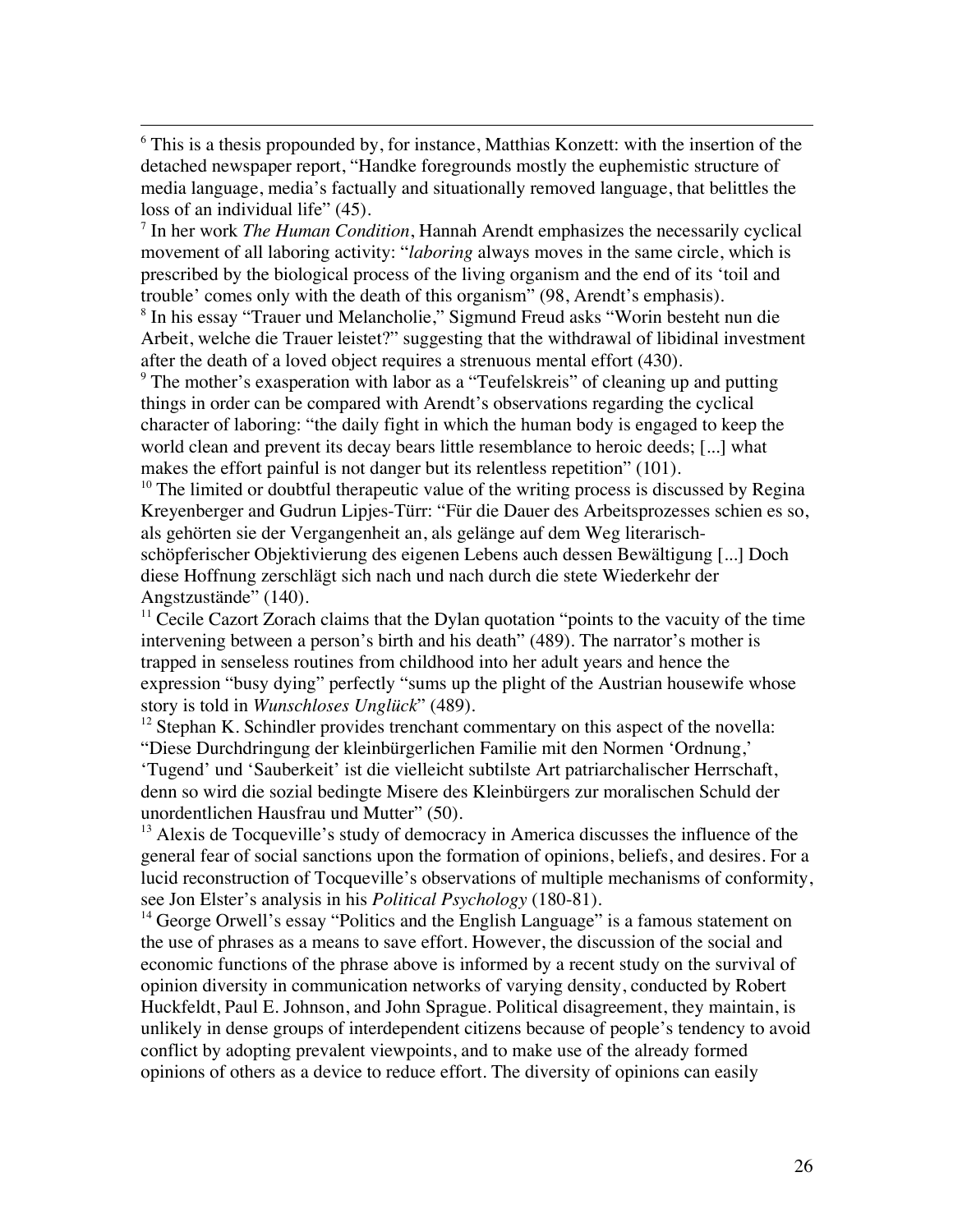[6] This is a thesis propounded by, for instance, Matthias Konzett: with the insertion of the detached newspaper report, "Handke foregrounds mostly the euphemistic structure of media language, media's factually and situationally removed language, that belittles the loss of an individual life" (45).

[7] In her work *The Human Condition*, Hannah Arendt emphasizes the necessarily cyclical movement of all laboring activity: "*laboring* always moves in the same circle, which is prescribed by the biological process of the living organism and the end of its 'toil and trouble' comes only with the death of this organism" (98, Arendt's emphasis).

[8] In his essay "Trauer und Melancholie," Sigmund Freud asks "Worin besteht nun die Arbeit, welche die Trauer leistet?" suggesting that the withdrawal of libidinal investment after the death of a loved object requires a strenuous mental effort (430).

[9] The mother's exasperation with labor as a "Teufelskreis" of cleaning up and putting things in order can be compared with Arendt's observations regarding the cyclical character of laboring: "the daily fight in which the human body is engaged to keep the world clean and prevent its decay bears little resemblance to heroic deeds; [...] what makes the effort painful is not danger but its relentless repetition" (101).

[10] The limited or doubtful therapeutic value of the writing process is discussed by Regina Kreyenberger and Gudrun Lipjes-Türr: "Für die Dauer des Arbeitsprozesses schien es so, als gehörten sie der Vergangenheit an, als gelänge auf dem Weg literarisch-schöpferischer Objektivierung des eigenen Lebens auch dessen Bewältigung [...] Doch diese Hoffnung zerschlägt sich nach und nach durch die stete Wiederkehr der Angstzustände" (140).

[11] Cecile Cazort Zorach claims that the Dylan quotation "points to the vacuity of the time intervening between a person's birth and his death" (489). The narrator's mother is trapped in senseless routines from childhood into her adult years and hence the expression "busy dying" perfectly "sums up the plight of the Austrian housewife whose story is told in *Wunschloses Unglück*" (489).

[12] Stephan K. Schindler provides trenchant commentary on this aspect of the novella: "Diese Durchdringung der kleinbürgerlichen Familie mit den Normen 'Ordnung,' 'Tugend' und 'Sauberkeit' ist die vielleicht subtilste Art patriarchalischer Herrschaft, denn so wird die sozial bedingte Misere des Kleinbürgers zur moralischen Schuld der unordentlichen Hausfrau und Mutter" (50).

[13] Alexis de Tocqueville's study of democracy in America discusses the influence of the general fear of social sanctions upon the formation of opinions, beliefs, and desires. For a lucid reconstruction of Tocqueville's observations of multiple mechanisms of conformity, see Jon Elster's analysis in his *Political Psychology* (180-81).

[14] George Orwell's essay "Politics and the English Language" is a famous statement on the use of phrases as a means to save effort. However, the discussion of the social and economic functions of the phrase above is informed by a recent study on the survival of opinion diversity in communication networks of varying density, conducted by Robert Huckfeldt, Paul E. Johnson, and John Sprague. Political disagreement, they maintain, is unlikely in dense groups of interdependent citizens because of people's tendency to avoid conflict by adopting prevalent viewpoints, and to make use of the already formed opinions of others as a device to reduce effort. The diversity of opinions can easily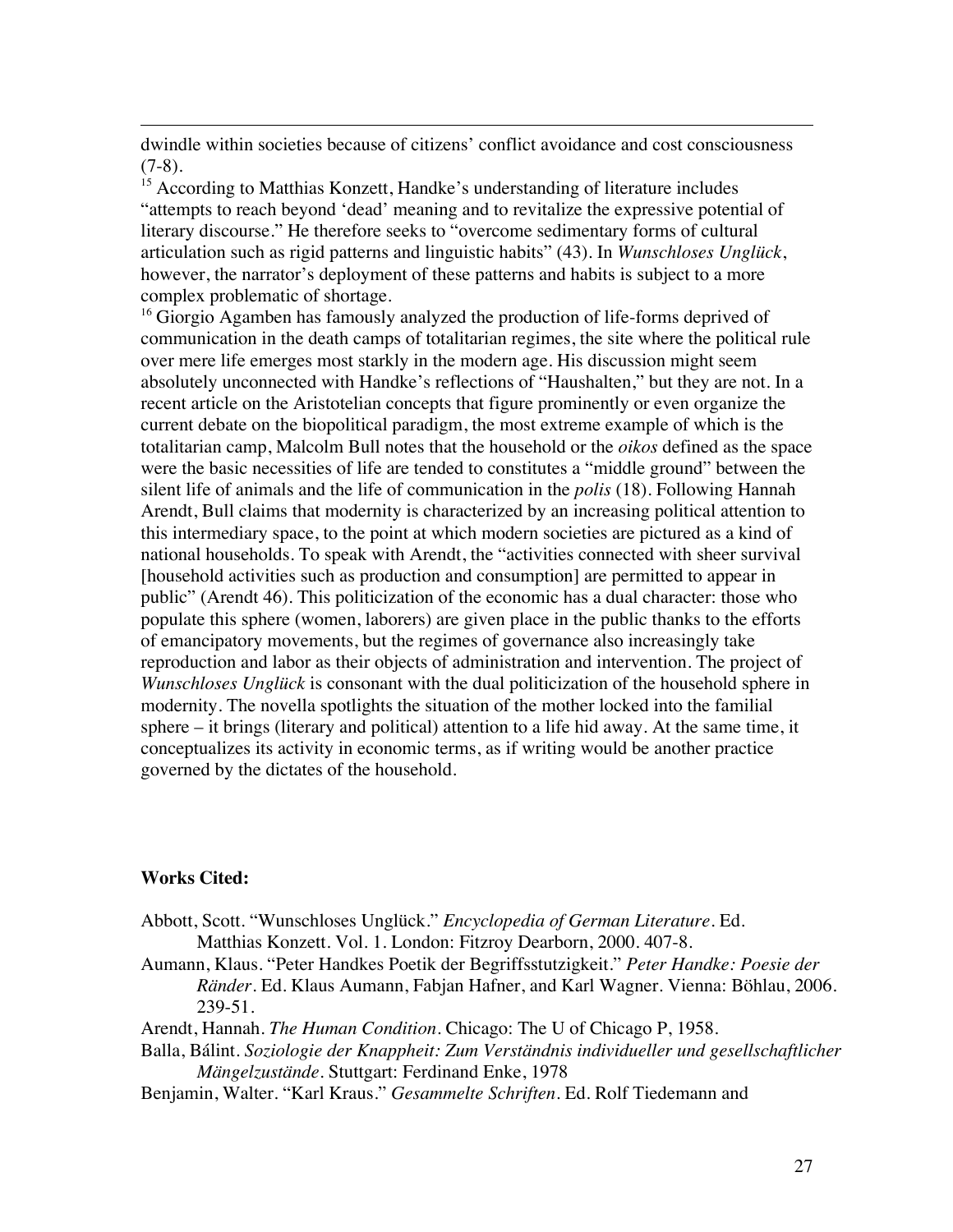dwindle within societies because of citizens' conflict avoidance and cost consciousness (7-8).

[15] According to Matthias Konzett, Handke's understanding of literature includes "attempts to reach beyond 'dead' meaning and to revitalize the expressive potential of literary discourse." He therefore seeks to "overcome sedimentary forms of cultural articulation such as rigid patterns and linguistic habits" (43). In *Wunschloses Unglück*, however, the narrator's deployment of these patterns and habits is subject to a more complex problematic of shortage.

[16] Giorgio Agamben has famously analyzed the production of life-forms deprived of communication in the death camps of totalitarian regimes, the site where the political rule over mere life emerges most starkly in the modern age. His discussion might seem absolutely unconnected with Handke's reflections of "Haushalten," but they are not. In a recent article on the Aristotelian concepts that figure prominently or even organize the current debate on the biopolitical paradigm, the most extreme example of which is the totalitarian camp, Malcolm Bull notes that the household or the *oikos* defined as the space were the basic necessities of life are tended to constitutes a "middle ground" between the silent life of animals and the life of communication in the *polis* (18). Following Hannah Arendt, Bull claims that modernity is characterized by an increasing political attention to this intermediary space, to the point at which modern societies are pictured as a kind of national households. To speak with Arendt, the "activities connected with sheer survival [household activities such as production and consumption] are permitted to appear in public" (Arendt 46). This politicization of the economic has a dual character: those who populate this sphere (women, laborers) are given place in the public thanks to the efforts of emancipatory movements, but the regimes of governance also increasingly take reproduction and labor as their objects of administration and intervention. The project of *Wunschloses Unglück* is consonant with the dual politicization of the household sphere in modernity. The novella spotlights the situation of the mother locked into the familial sphere – it brings (literary and political) attention to a life hid away. At the same time, it conceptualizes its activity in economic terms, as if writing would be another practice governed by the dictates of the household.

**Works Cited:**

Abbott, Scott. "Wunschloses Unglück." *Encyclopedia of German Literature*. Ed. Matthias Konzett. Vol. 1. London: Fitzroy Dearborn, 2000. 407-8.

Aumann, Klaus. "Peter Handkes Poetik der Begriffsstutzigkeit." *Peter Handke: Poesie der Ränder*. Ed. Klaus Aumann, Fabjan Hafner, and Karl Wagner. Vienna: Böhlau, 2006. 239-51.

Arendt, Hannah. *The Human Condition*. Chicago: The U of Chicago P, 1958.

Balla, Bálint. *Soziologie der Knappheit: Zum Verständnis individueller und gesellschaftlicher Mängelzustände*. Stuttgart: Ferdinand Enke, 1978

Benjamin, Walter. "Karl Kraus." *Gesammelte Schriften*. Ed. Rolf Tiedemann and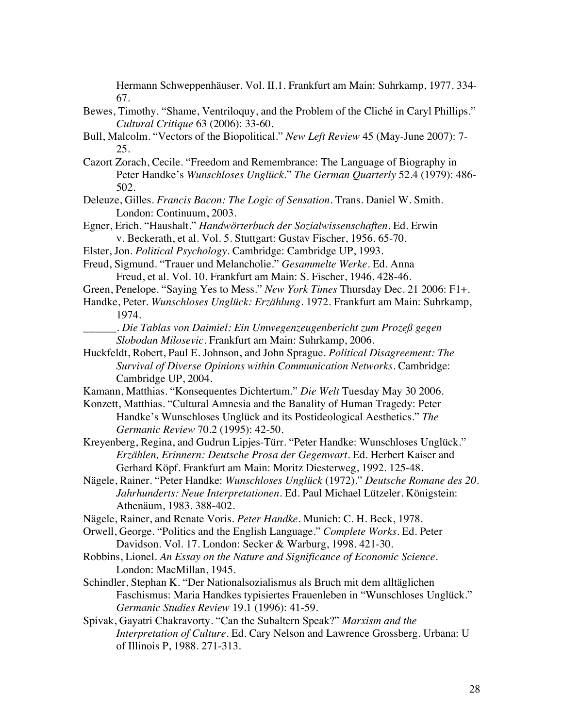Hermann Schweppenhäuser. Vol. II.1. Frankfurt am Main: Suhrkamp, 1977. 334-67.

Bewes, Timothy. "Shame, Ventriloquy, and the Problem of the Cliché in Caryl Phillips." *Cultural Critique* 63 (2006): 33-60.

Bull, Malcolm. "Vectors of the Biopolitical." *New Left Review* 45 (May-June 2007): 7-25.

Cazort Zorach, Cecile. "Freedom and Remembrance: The Language of Biography in Peter Handke's *Wunschloses Unglück*." *The German Quarterly* 52.4 (1979): 486-502.

Deleuze, Gilles. *Francis Bacon: The Logic of Sensation*. Trans. Daniel W. Smith. London: Continuum, 2003.

Egner, Erich. "Haushalt." *Handwörterbuch der Sozialwissenschaften*. Ed. Erwin v. Beckerath, et al. Vol. 5. Stuttgart: Gustav Fischer, 1956. 65-70.

Elster, Jon. *Political Psychology*. Cambridge: Cambridge UP, 1993.

Freud, Sigmund. "Trauer und Melancholie." *Gesammelte Werke*. Ed. Anna Freud, et al. Vol. 10. Frankfurt am Main: S. Fischer, 1946. 428-46.

Green, Penelope. "Saying Yes to Mess." *New York Times* Thursday Dec. 21 2006: F1+.

Handke, Peter. *Wunschloses Unglück: Erzählung*. 1972. Frankfurt am Main: Suhrkamp, 1974.

______. *Die Tablas von Daimiel: Ein Umwegenzeugenbericht zum Prozeß gegen Slobodan Milosevic*. Frankfurt am Main: Suhrkamp, 2006.

Huckfeldt, Robert, Paul E. Johnson, and John Sprague. *Political Disagreement: The Survival of Diverse Opinions within Communication Networks*. Cambridge: Cambridge UP, 2004.

Kamann, Matthias. "Konsequentes Dichtertum." *Die Welt* Tuesday May 30 2006.

Konzett, Matthias. "Cultural Amnesia and the Banality of Human Tragedy: Peter Handke's Wunschloses Unglück and its Postideological Aesthetics." *The Germanic Review* 70.2 (1995): 42-50.

Kreyenberg, Regina, and Gudrun Lipjes-Türr. "Peter Handke: Wunschloses Unglück." *Erzählen, Erinnern: Deutsche Prosa der Gegenwart*. Ed. Herbert Kaiser and Gerhard Köpf. Frankfurt am Main: Moritz Diesterweg, 1992. 125-48.

Nägele, Rainer. "Peter Handke: *Wunschloses Unglück* (1972)." *Deutsche Romane des 20. Jahrhunderts: Neue Interpretationen*. Ed. Paul Michael Lützeler. Königstein: Athenäum, 1983. 388-402.

Nägele, Rainer, and Renate Voris. *Peter Handke*. Munich: C. H. Beck, 1978.

Orwell, George. "Politics and the English Language." *Complete Works*. Ed. Peter Davidson. Vol. 17. London: Secker & Warburg, 1998. 421-30.

Robbins, Lionel. *An Essay on the Nature and Significance of Economic Science*. London: MacMillan, 1945.

Schindler, Stephan K. "Der Nationalsozialismus als Bruch mit dem alltäglichen Faschismus: Maria Handkes typisiertes Frauenleben in "Wunschloses Unglück." *Germanic Studies Review* 19.1 (1996): 41-59.

Spivak, Gayatri Chakravorty. "Can the Subaltern Speak?" *Marxism and the Interpretation of Culture*. Ed. Cary Nelson and Lawrence Grossberg. Urbana: U of Illinois P, 1988. 271-313.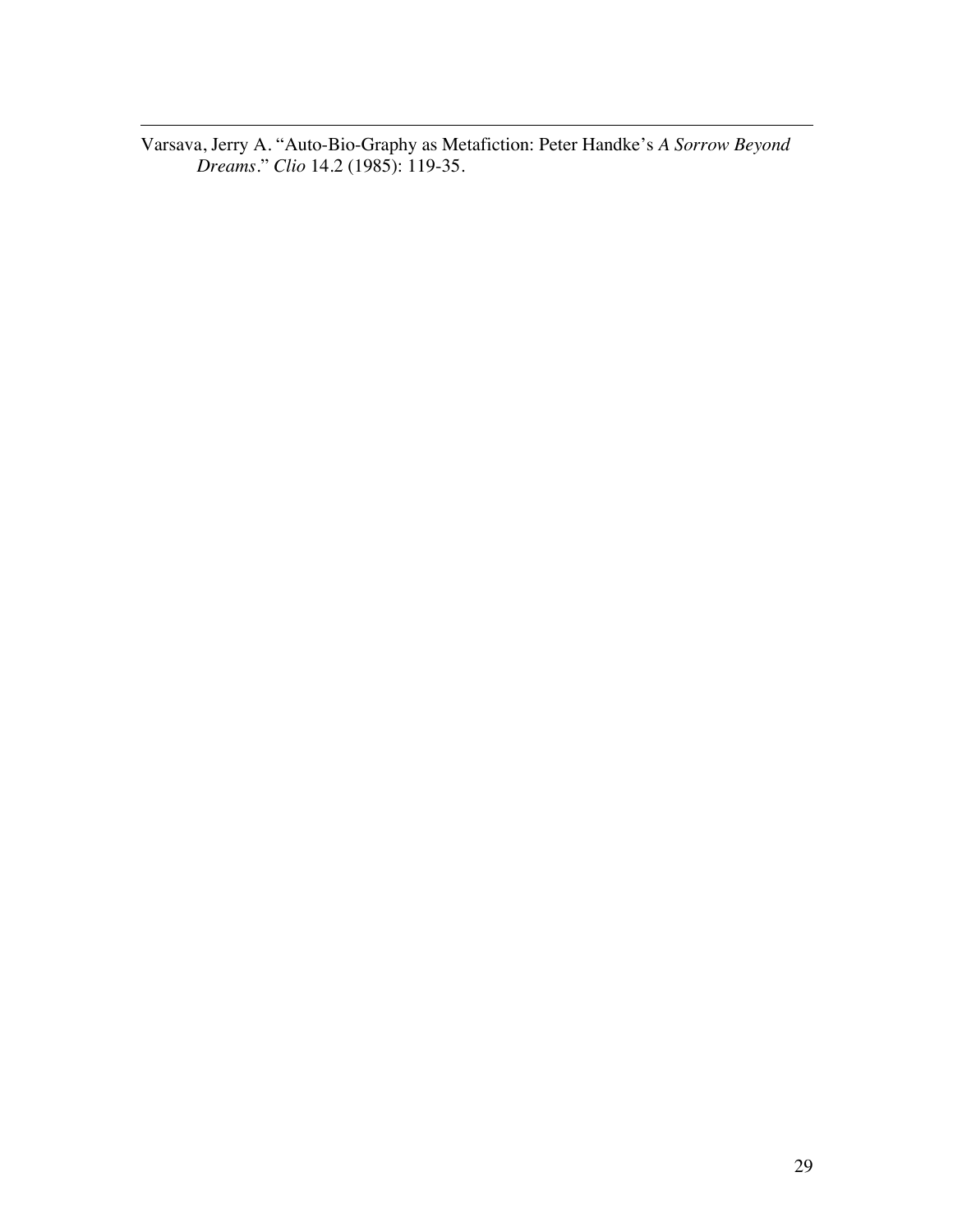Varsava, Jerry A. "Auto-Bio-Graphy as Metafiction: Peter Handke's *A Sorrow Beyond Dreams*." *Clio* 14.2 (1985): 119-35.